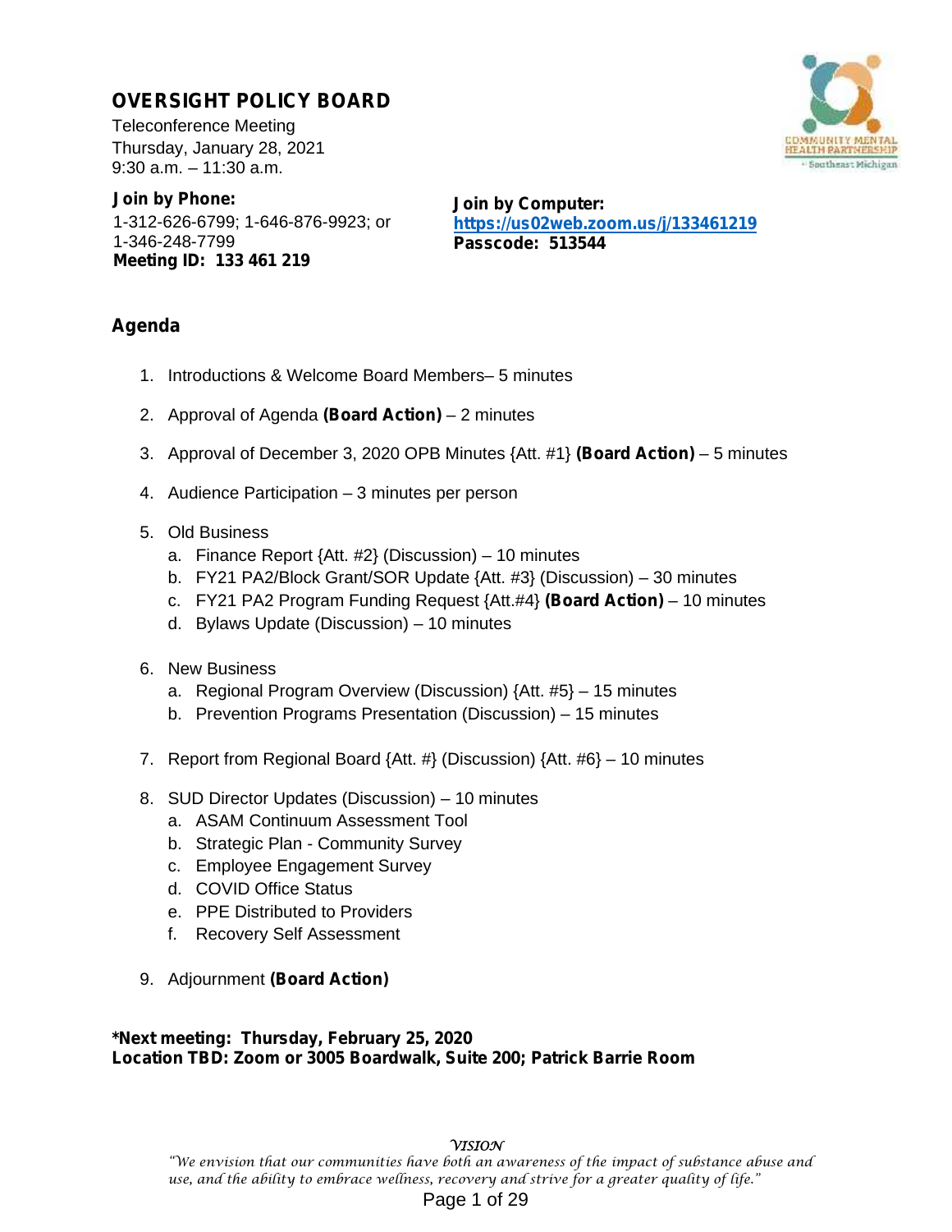# OVERSIGHT POLICY BOARD

Teleconference Meeting
Thursday, January 28, 2021
9:30 a.m. – 11:30 a.m.

**Join by Phone:**
1-312-626-6799; 1-646-876-9923; or
1-346-248-7799
**Meeting ID: 133 461 219**

**Join by Computer:**
**https://us02web.zoom.us/j/133461219**
**Passcode: 513544**

## Agenda

1. Introductions & Welcome Board Members– 5 minutes
2. Approval of Agenda **(Board Action)** – 2 minutes
3. Approval of December 3, 2020 OPB Minutes {Att. #1} **(Board Action)** – 5 minutes
4. Audience Participation – 3 minutes per person
5. Old Business
   a. Finance Report {Att. #2} (Discussion) – 10 minutes
   b. FY21 PA2/Block Grant/SOR Update {Att. #3} (Discussion) – 30 minutes
   c. FY21 PA2 Program Funding Request {Att.#4} **(Board Action)** – 10 minutes
   d. Bylaws Update (Discussion) – 10 minutes
6. New Business
   a. Regional Program Overview (Discussion) {Att. #5} – 15 minutes
   b. Prevention Programs Presentation (Discussion) – 15 minutes
7. Report from Regional Board {Att. #} (Discussion) {Att. #6} – 10 minutes
8. SUD Director Updates (Discussion) – 10 minutes
   a. ASAM Continuum Assessment Tool
   b. Strategic Plan - Community Survey
   c. Employee Engagement Survey
   d. COVID Office Status
   e. PPE Distributed to Providers
   f. Recovery Self Assessment
9. Adjournment **(Board Action)**

**\*Next meeting: Thursday, February 25, 2020**
**Location TBD: Zoom or 3005 Boardwalk, Suite 200; Patrick Barrie Room**

*VISION*
*"We envision that our communities have both an awareness of the impact of substance abuse and use, and the ability to embrace wellness, recovery and strive for a greater quality of life."*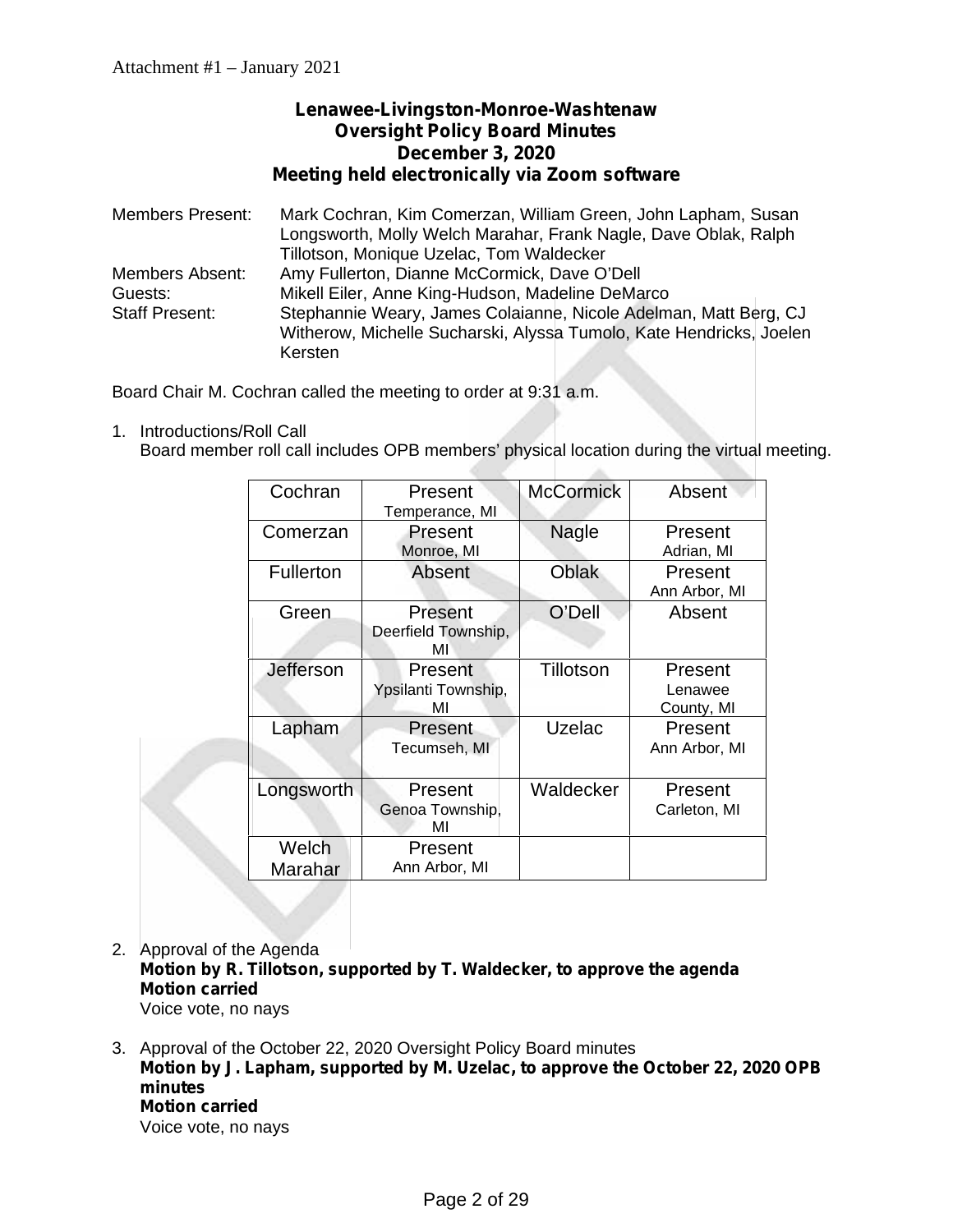Attachment #1 – January 2021

**Lenawee-Livingston-Monroe-Washtenaw**
**Oversight Policy Board Minutes**
**December 3, 2020**
**Meeting held electronically via Zoom software**

Members Present: Mark Cochran, Kim Comerzan, William Green, John Lapham, Susan Longsworth, Molly Welch Marahar, Frank Nagle, Dave Oblak, Ralph Tillotson, Monique Uzelac, Tom Waldecker
Members Absent: Amy Fullerton, Dianne McCormick, Dave O'Dell
Guests: Mikell Eiler, Anne King-Hudson, Madeline DeMarco
Staff Present: Stephannie Weary, James Colaianne, Nicole Adelman, Matt Berg, CJ Witherow, Michelle Sucharski, Alyssa Tumolo, Kate Hendricks, Joelen Kersten

Board Chair M. Cochran called the meeting to order at 9:31 a.m.

1. Introductions/Roll Call
   Board member roll call includes OPB members' physical location during the virtual meeting.

| Cochran | Present Temperance, MI | McCormick | Absent |
|---|---|---|---|
| Comerzan | Present Monroe, MI | Nagle | Present Adrian, MI |
| Fullerton | Absent | Oblak | Present Ann Arbor, MI |
| Green | Present Deerfield Township, MI | O'Dell | Absent |
| Jefferson | Present Ypsilanti Township, MI | Tillotson | Present Lenawee County, MI |
| Lapham | Present Tecumseh, MI | Uzelac | Present Ann Arbor, MI |
| Longsworth | Present Genoa Township, MI | Waldecker | Present Carleton, MI |
| Welch Marahar | Present Ann Arbor, MI | | |

2. Approval of the Agenda
   **Motion by R. Tillotson, supported by T. Waldecker, to approve the agenda**
   **Motion carried**
   Voice vote, no nays

3. Approval of the October 22, 2020 Oversight Policy Board minutes
   **Motion by J. Lapham, supported by M. Uzelac, to approve the October 22, 2020 OPB minutes**
   **Motion carried**
   Voice vote, no nays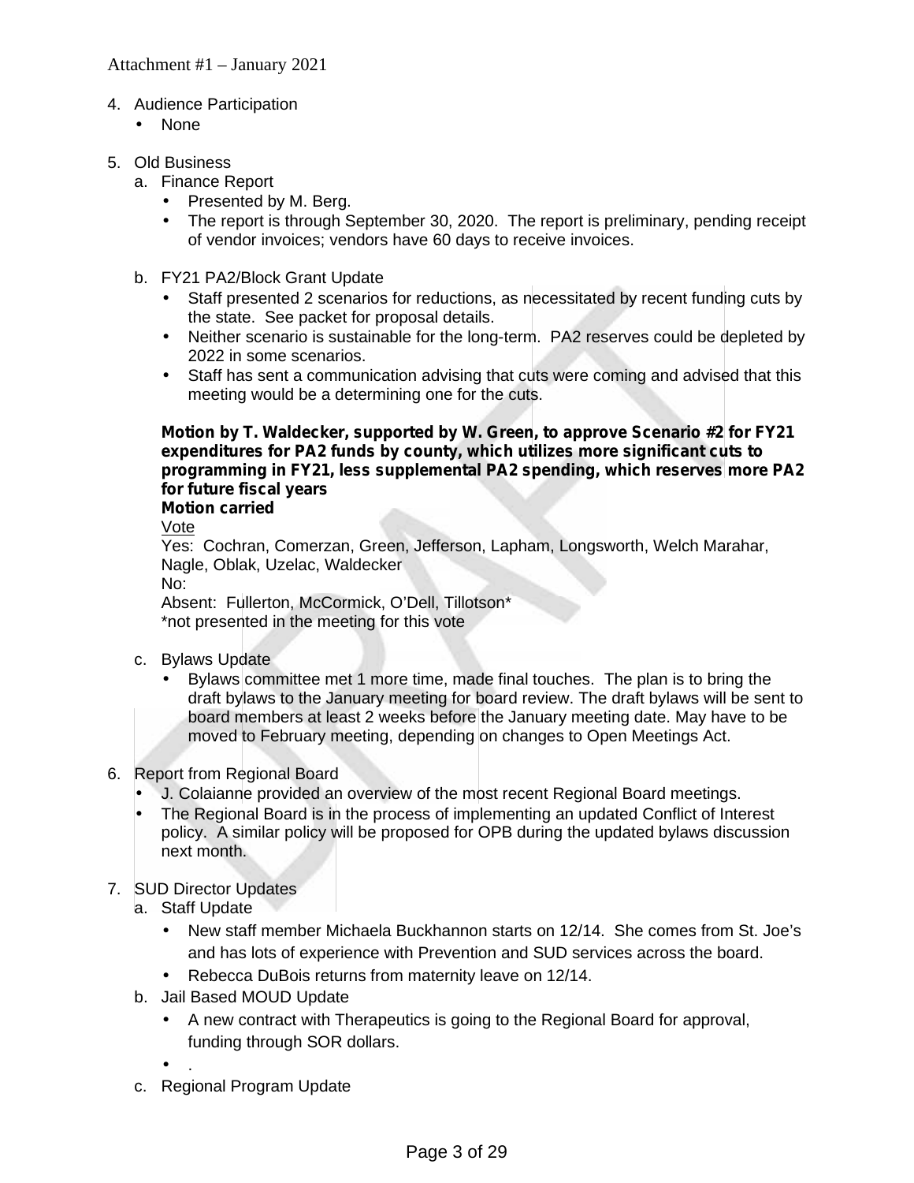Attachment #1 – January 2021

4. Audience Participation
   - None

5. Old Business
   a. Finance Report
      - Presented by M. Berg.
      - The report is through September 30, 2020. The report is preliminary, pending receipt of vendor invoices; vendors have 60 days to receive invoices.

   b. FY21 PA2/Block Grant Update
      - Staff presented 2 scenarios for reductions, as necessitated by recent funding cuts by the state. See packet for proposal details.
      - Neither scenario is sustainable for the long-term. PA2 reserves could be depleted by 2022 in some scenarios.
      - Staff has sent a communication advising that cuts were coming and advised that this meeting would be a determining one for the cuts.

      **Motion by T. Waldecker, supported by W. Green, to approve Scenario #2 for FY21 expenditures for PA2 funds by county, which utilizes more significant cuts to programming in FY21, less supplemental PA2 spending, which reserves more PA2 for future fiscal years**
      **Motion carried**
      Vote
      Yes: Cochran, Comerzan, Green, Jefferson, Lapham, Longsworth, Welch Marahar, Nagle, Oblak, Uzelac, Waldecker
      No:
      Absent: Fullerton, McCormick, O'Dell, Tillotson*
      *not presented in the meeting for this vote

   c. Bylaws Update
      - Bylaws committee met 1 more time, made final touches. The plan is to bring the draft bylaws to the January meeting for board review. The draft bylaws will be sent to board members at least 2 weeks before the January meeting date. May have to be moved to February meeting, depending on changes to Open Meetings Act.

6. Report from Regional Board
   - J. Colaianne provided an overview of the most recent Regional Board meetings.
   - The Regional Board is in the process of implementing an updated Conflict of Interest policy. A similar policy will be proposed for OPB during the updated bylaws discussion next month.

7. SUD Director Updates
   a. Staff Update
      - New staff member Michaela Buckhannon starts on 12/14. She comes from St. Joe's and has lots of experience with Prevention and SUD services across the board.
      - Rebecca DuBois returns from maternity leave on 12/14.
   b. Jail Based MOUD Update
      - A new contract with Therapeutics is going to the Regional Board for approval, funding through SOR dollars.
      - .
   c. Regional Program Update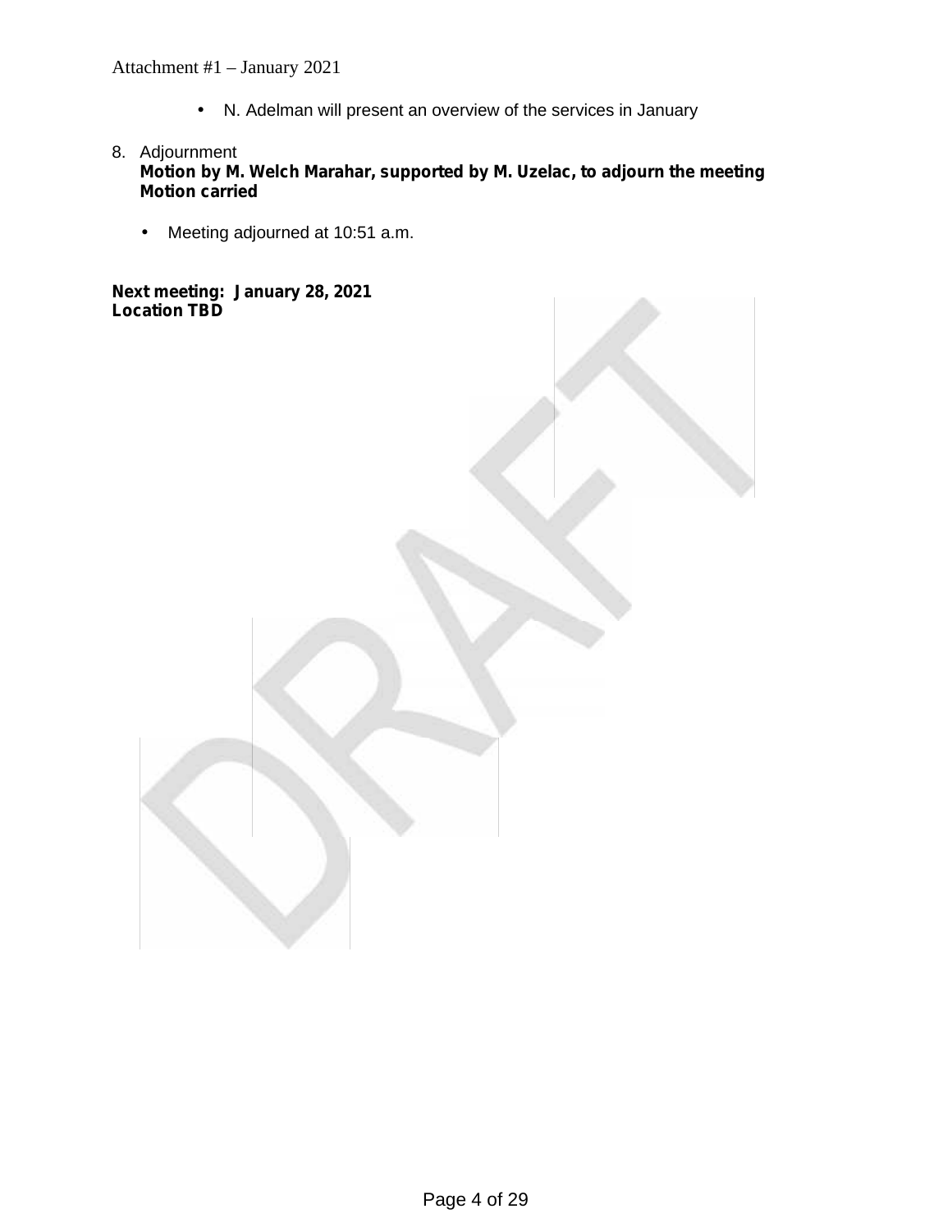- N. Adelman will present an overview of the services in January

8. Adjournment
   **Motion by M. Welch Marahar, supported by M. Uzelac, to adjourn the meeting**
   **Motion carried**

   - Meeting adjourned at 10:51 a.m.

**Next meeting: January 28, 2021**
**Location TBD**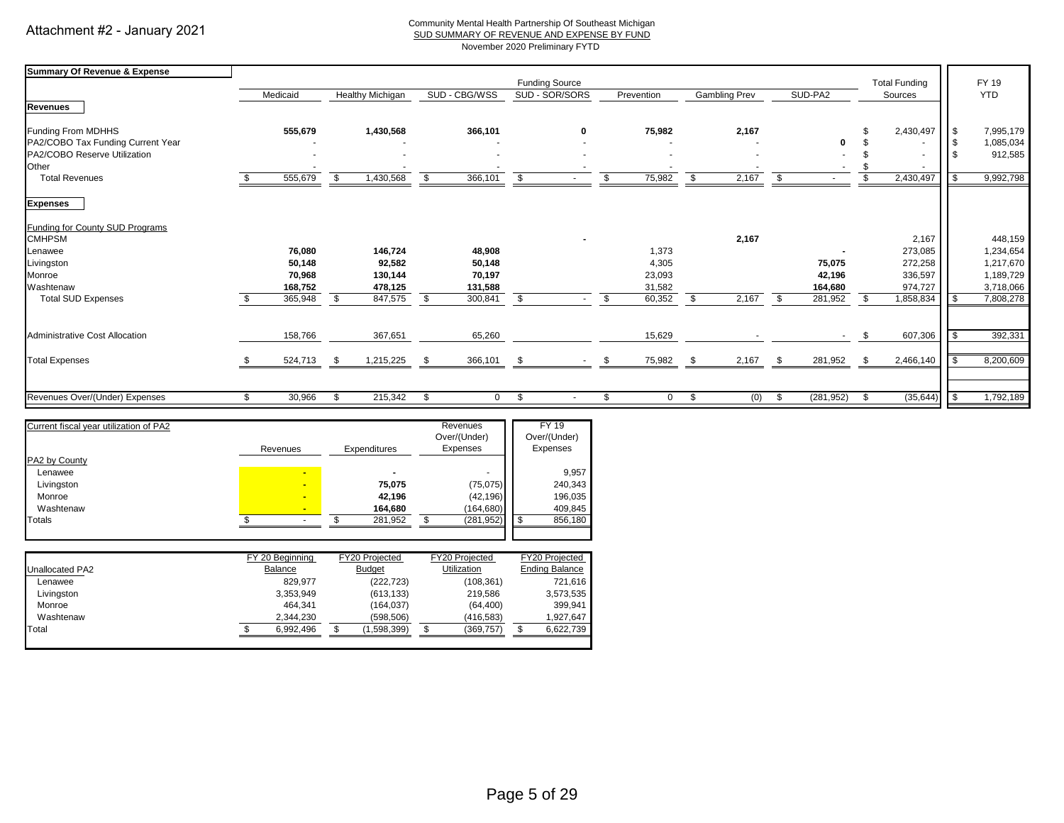Attachment #2 - January 2021

Community Mental Health Partnership Of Southeast Michigan
SUD SUMMARY OF REVENUE AND EXPENSE BY FUND
November 2020 Preliminary FYTD

| Summary Of Revenue & Expense | Funding Source | | | | | | | Total Funding | FY 19 |
|---|---|---|---|---|---|---|---|---|---|
| | Medicaid | Healthy Michigan | SUD - CBG/WSS | SUD - SOR/SORS | Prevention | Gambling Prev | SUD-PA2 | Sources | YTD |
| **Revenues** | | | | | | | | | |
| Funding From MDHHS | 555,679 | 1,430,568 | 366,101 | 0 | 75,982 | 2,167 | | $ 2,430,497 | $ 7,995,179 |
| PA2/COBO Tax Funding Current Year | - | - | - | - | - | - | 0 | $ - | $ 1,085,034 |
| PA2/COBO Reserve Utilization | - | - | - | - | - | - | - | $ - | $ 912,585 |
| Other | - | - | - | - | - | - | - | $ - | |
| Total Revenues | $ 555,679 | $ 1,430,568 | $ 366,101 | $ - | $ 75,982 | $ 2,167 | $ - | $ 2,430,497 | $ 9,992,798 |
| **Expenses** | | | | | | | | | |
| Funding for County SUD Programs | | | | | | | | | |
| CMHPSM | | | | - | | 2,167 | | 2,167 | 448,159 |
| Lenawee | 76,080 | 146,724 | 48,908 | | 1,373 | | - | 273,085 | 1,234,654 |
| Livingston | 50,148 | 92,582 | 50,148 | | 4,305 | | 75,075 | 272,258 | 1,217,670 |
| Monroe | 70,968 | 130,144 | 70,197 | | 23,093 | | 42,196 | 336,597 | 1,189,729 |
| Washtenaw | 168,752 | 478,125 | 131,588 | | 31,582 | | 164,680 | 974,727 | 3,718,066 |
| Total SUD Expenses | $ 365,948 | $ 847,575 | $ 300,841 | $ - | $ 60,352 | $ 2,167 | $ 281,952 | $ 1,858,834 | $ 7,808,278 |
| Administrative Cost Allocation | 158,766 | 367,651 | 65,260 | | 15,629 | - | - | $ 607,306 | $ 392,331 |
| Total Expenses | $ 524,713 | $ 1,215,225 | $ 366,101 | $ - | $ 75,982 | $ 2,167 | $ 281,952 | $ 2,466,140 | $ 8,200,609 |
| Revenues Over/(Under) Expenses | $ 30,966 | $ 215,342 | $ 0 | $ - | $ 0 | $ (0) | $ (281,952) | $ (35,644) | $ 1,792,189 |

| Current fiscal year utilization of PA2 | Revenues | Expenditures | Revenues Over/(Under) Expenses | FY 19 Over/(Under) Expenses |
|---|---|---|---|---|
| PA2 by County | | | | |
| Lenawee | - | - | - | 9,957 |
| Livingston | - | 75,075 | (75,075) | 240,343 |
| Monroe | - | 42,196 | (42,196) | 196,035 |
| Washtenaw | - | 164,680 | (164,680) | 409,845 |
| Totals | $ - | $ 281,952 | $ (281,952) | $ 856,180 |

| Unallocated PA2 | FY 20 Beginning Balance | FY20 Projected Budget | FY20 Projected Utilization | FY20 Projected Ending Balance |
|---|---|---|---|---|
| Lenawee | 829,977 | (222,723) | (108,361) | 721,616 |
| Livingston | 3,353,949 | (613,133) | 219,586 | 3,573,535 |
| Monroe | 464,341 | (164,037) | (64,400) | 399,941 |
| Washtenaw | 2,344,230 | (598,506) | (416,583) | 1,927,647 |
| Total | $ 6,992,496 | $ (1,598,399) | $ (369,757) | $ 6,622,739 |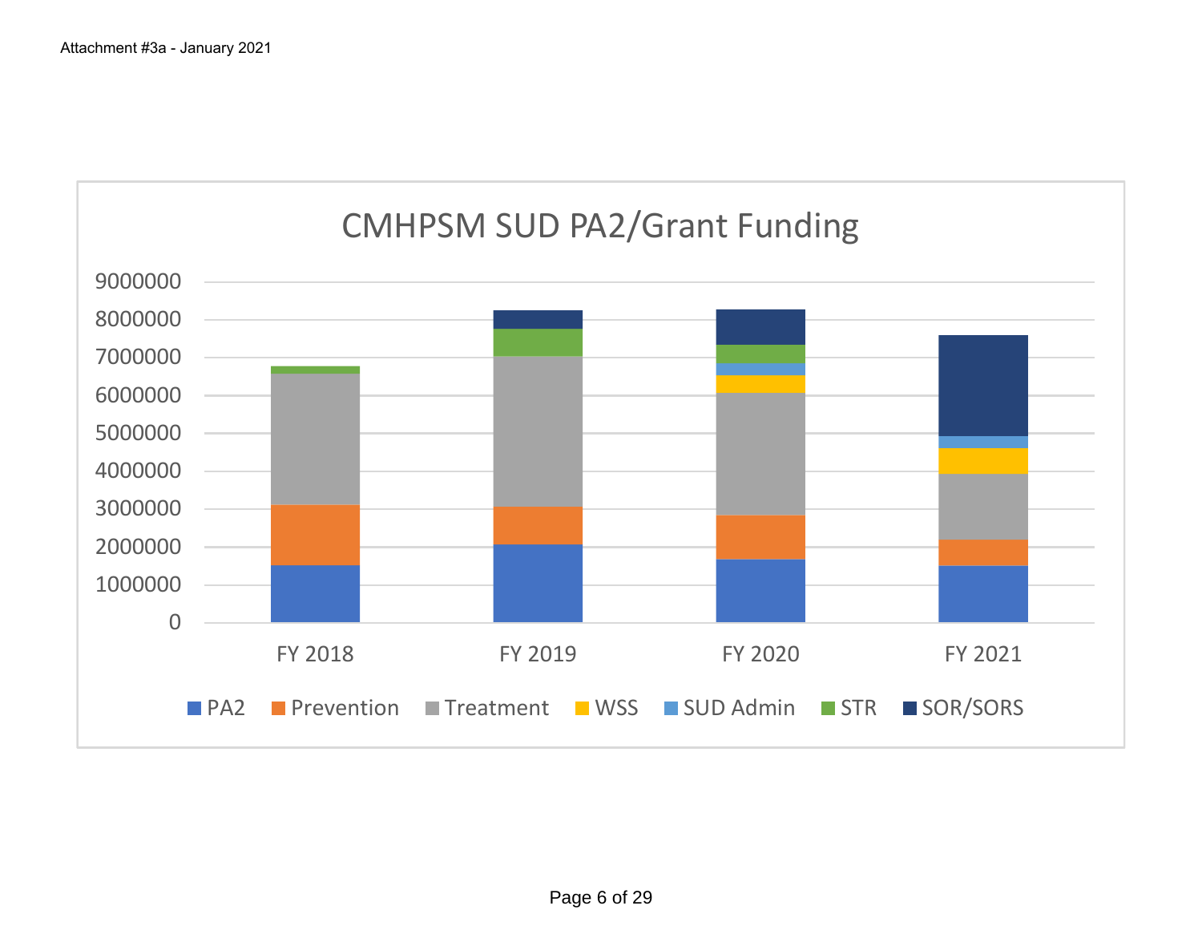Attachment #3a - January 2021

## CMHPSM SUD PA2/Grant Funding

9000000
8000000
7000000
6000000
5000000
4000000
3000000
2000000
1000000
0

FY 2018 FY 2019 FY 2020 FY 2021

PA2 Prevention Treatment WSS SUD Admin STR SOR/SORS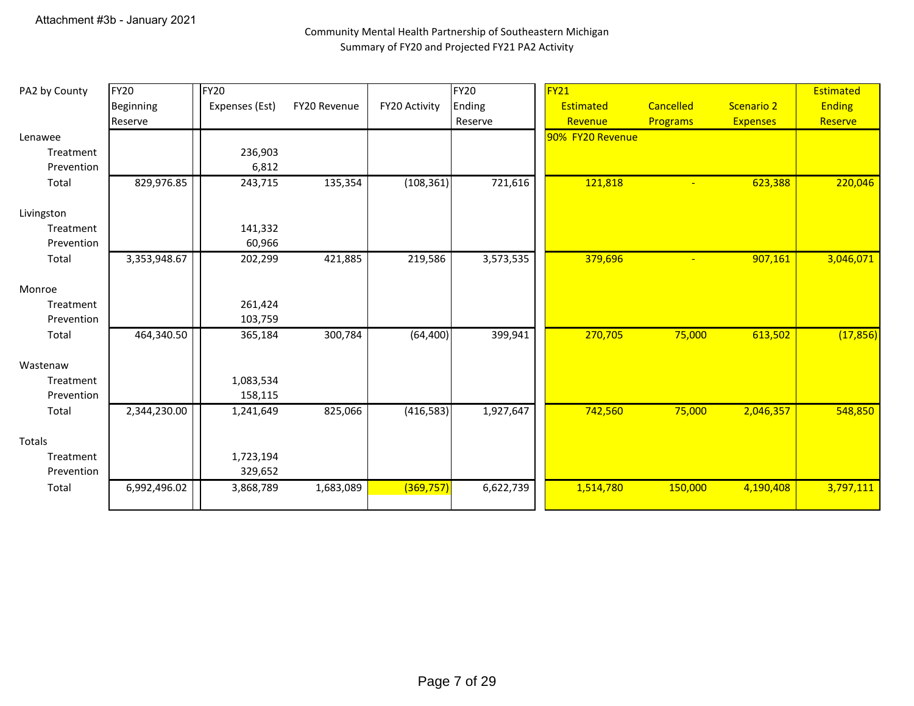Attachment #3b - January 2021

Community Mental Health Partnership of Southeastern Michigan
Summary of FY20 and Projected FY21 PA2 Activity

| PA2 by County | FY20 Beginning Reserve | FY20 Expenses (Est) | FY20 Revenue | FY20 Activity | FY20 Ending Reserve | FY21 Estimated Revenue | Cancelled Programs | Scenario 2 Expenses | Estimated Ending Reserve |
|---|---|---|---|---|---|---|---|---|---|
| Lenawee | | | | | | 90% FY20 Revenue | | | |
| Treatment | | 236,903 | | | | | | | |
| Prevention | | 6,812 | | | | | | | |
| Total | 829,976.85 | 243,715 | 135,354 | (108,361) | 721,616 | 121,818 | - | 623,388 | 220,046 |
| Livingston | | | | | | | | | |
| Treatment | | 141,332 | | | | | | | |
| Prevention | | 60,966 | | | | | | | |
| Total | 3,353,948.67 | 202,299 | 421,885 | 219,586 | 3,573,535 | 379,696 | - | 907,161 | 3,046,071 |
| Monroe | | | | | | | | | |
| Treatment | | 261,424 | | | | | | | |
| Prevention | | 103,759 | | | | | | | |
| Total | 464,340.50 | 365,184 | 300,784 | (64,400) | 399,941 | 270,705 | 75,000 | 613,502 | (17,856) |
| Wastenaw | | | | | | | | | |
| Treatment | | 1,083,534 | | | | | | | |
| Prevention | | 158,115 | | | | | | | |
| Total | 2,344,230.00 | 1,241,649 | 825,066 | (416,583) | 1,927,647 | 742,560 | 75,000 | 2,046,357 | 548,850 |
| Totals | | | | | | | | | |
| Treatment | | 1,723,194 | | | | | | | |
| Prevention | | 329,652 | | | | | | | |
| Total | 6,992,496.02 | 3,868,789 | 1,683,089 | (369,757) | 6,622,739 | 1,514,780 | 150,000 | 4,190,408 | 3,797,111 |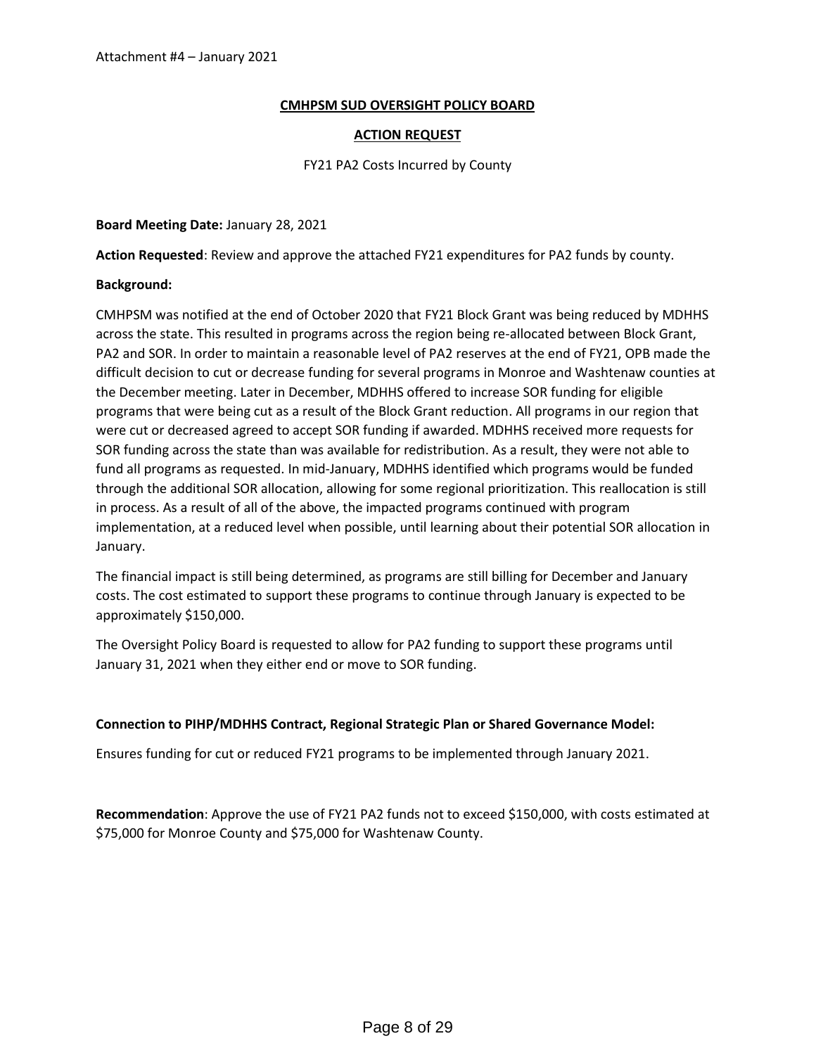Attachment #4 – January 2021

## CMHPSM SUD OVERSIGHT POLICY BOARD

## ACTION REQUEST

FY21 PA2 Costs Incurred by County

**Board Meeting Date:** January 28, 2021

**Action Requested**: Review and approve the attached FY21 expenditures for PA2 funds by county.

**Background:**

CMHPSM was notified at the end of October 2020 that FY21 Block Grant was being reduced by MDHHS across the state. This resulted in programs across the region being re-allocated between Block Grant, PA2 and SOR. In order to maintain a reasonable level of PA2 reserves at the end of FY21, OPB made the difficult decision to cut or decrease funding for several programs in Monroe and Washtenaw counties at the December meeting. Later in December, MDHHS offered to increase SOR funding for eligible programs that were being cut as a result of the Block Grant reduction. All programs in our region that were cut or decreased agreed to accept SOR funding if awarded. MDHHS received more requests for SOR funding across the state than was available for redistribution. As a result, they were not able to fund all programs as requested. In mid-January, MDHHS identified which programs would be funded through the additional SOR allocation, allowing for some regional prioritization. This reallocation is still in process. As a result of all of the above, the impacted programs continued with program implementation, at a reduced level when possible, until learning about their potential SOR allocation in January.

The financial impact is still being determined, as programs are still billing for December and January costs. The cost estimated to support these programs to continue through January is expected to be approximately $150,000.

The Oversight Policy Board is requested to allow for PA2 funding to support these programs until January 31, 2021 when they either end or move to SOR funding.

**Connection to PIHP/MDHHS Contract, Regional Strategic Plan or Shared Governance Model:**

Ensures funding for cut or reduced FY21 programs to be implemented through January 2021.

**Recommendation**: Approve the use of FY21 PA2 funds not to exceed $150,000, with costs estimated at $75,000 for Monroe County and $75,000 for Washtenaw County.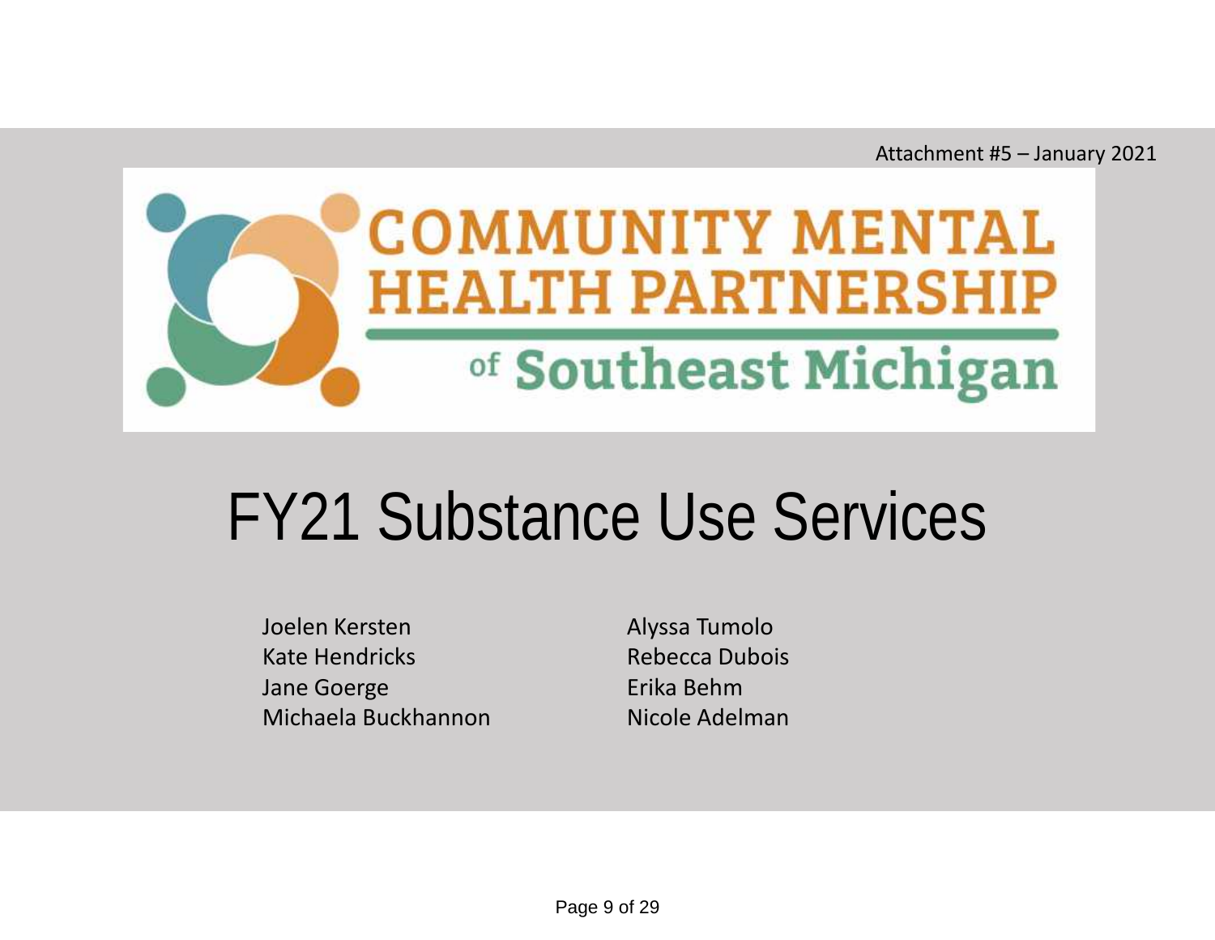Attachment #5 – January 2021

COMMUNITY MENTAL HEALTH PARTNERSHIP of Southeast Michigan

# FY21 Substance Use Services

Joelen Kersten
Kate Hendricks
Jane Goerge
Michaela Buckhannon

Alyssa Tumolo
Rebecca Dubois
Erika Behm
Nicole Adelman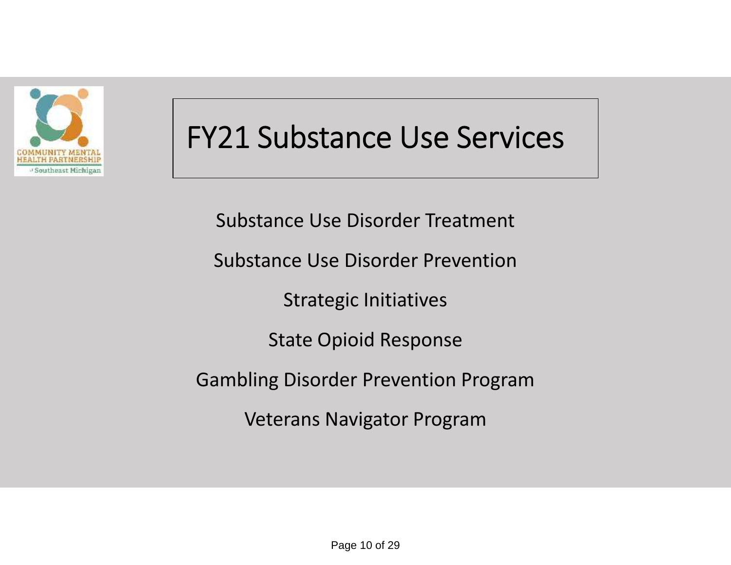# FY21 Substance Use Services

Substance Use Disorder Treatment

Substance Use Disorder Prevention

Strategic Initiatives

State Opioid Response

Gambling Disorder Prevention Program

Veterans Navigator Program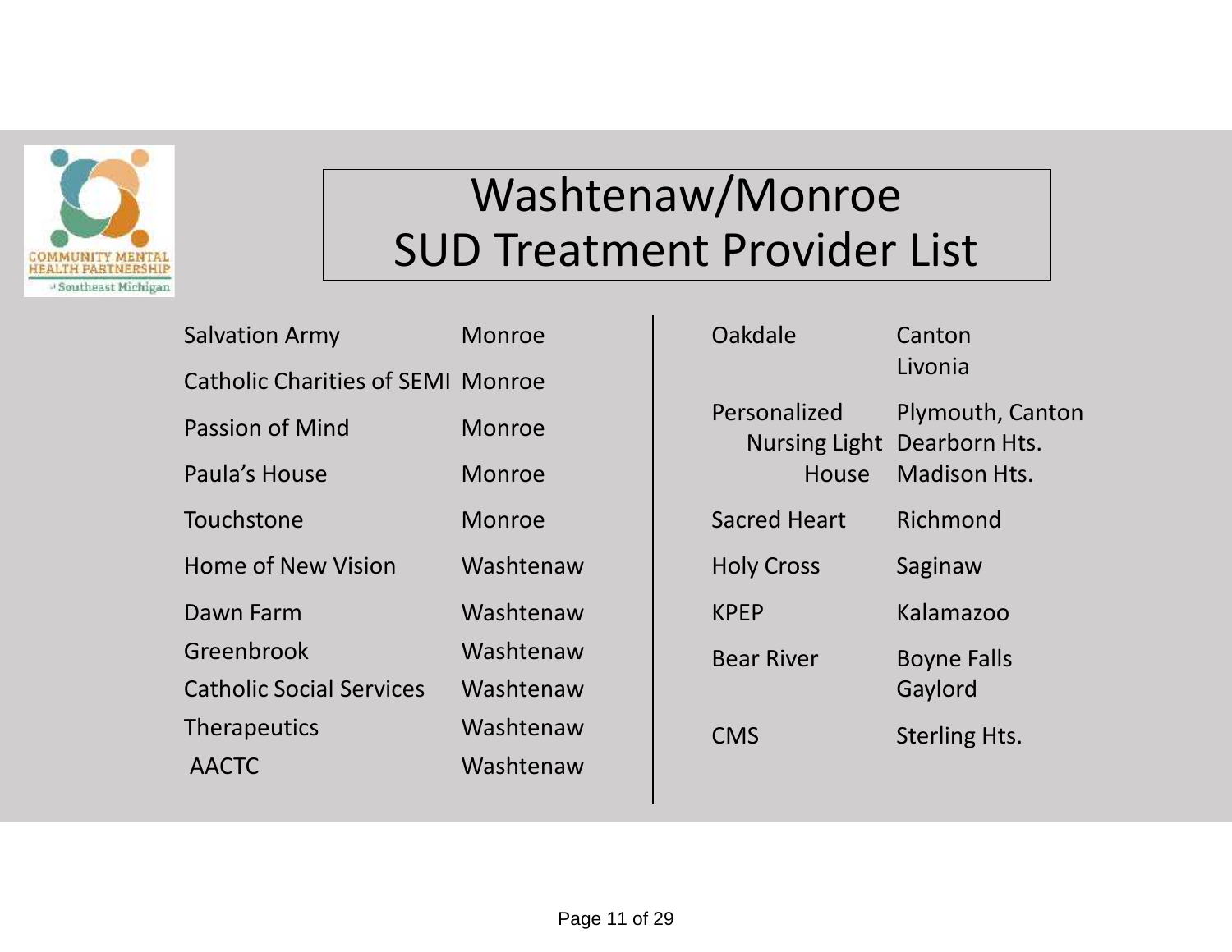# Washtenaw/Monroe SUD Treatment Provider List

| Provider | Location |
| --- | --- |
| Salvation Army | Monroe |
| Catholic Charities of SEMI | Monroe |
| Passion of Mind | Monroe |
| Paula's House | Monroe |
| Touchstone | Monroe |
| Home of New Vision | Washtenaw |
| Dawn Farm | Washtenaw |
| Greenbrook | Washtenaw |
| Catholic Social Services | Washtenaw |
| Therapeutics | Washtenaw |
| AACTC | Washtenaw |

| Provider | Location |
| --- | --- |
| Oakdale | Canton, Livonia |
| Personalized Nursing Light House | Plymouth, Canton, Dearborn Hts., Madison Hts. |
| Sacred Heart | Richmond |
| Holy Cross | Saginaw |
| KPEP | Kalamazoo |
| Bear River | Boyne Falls, Gaylord |
| CMS | Sterling Hts. |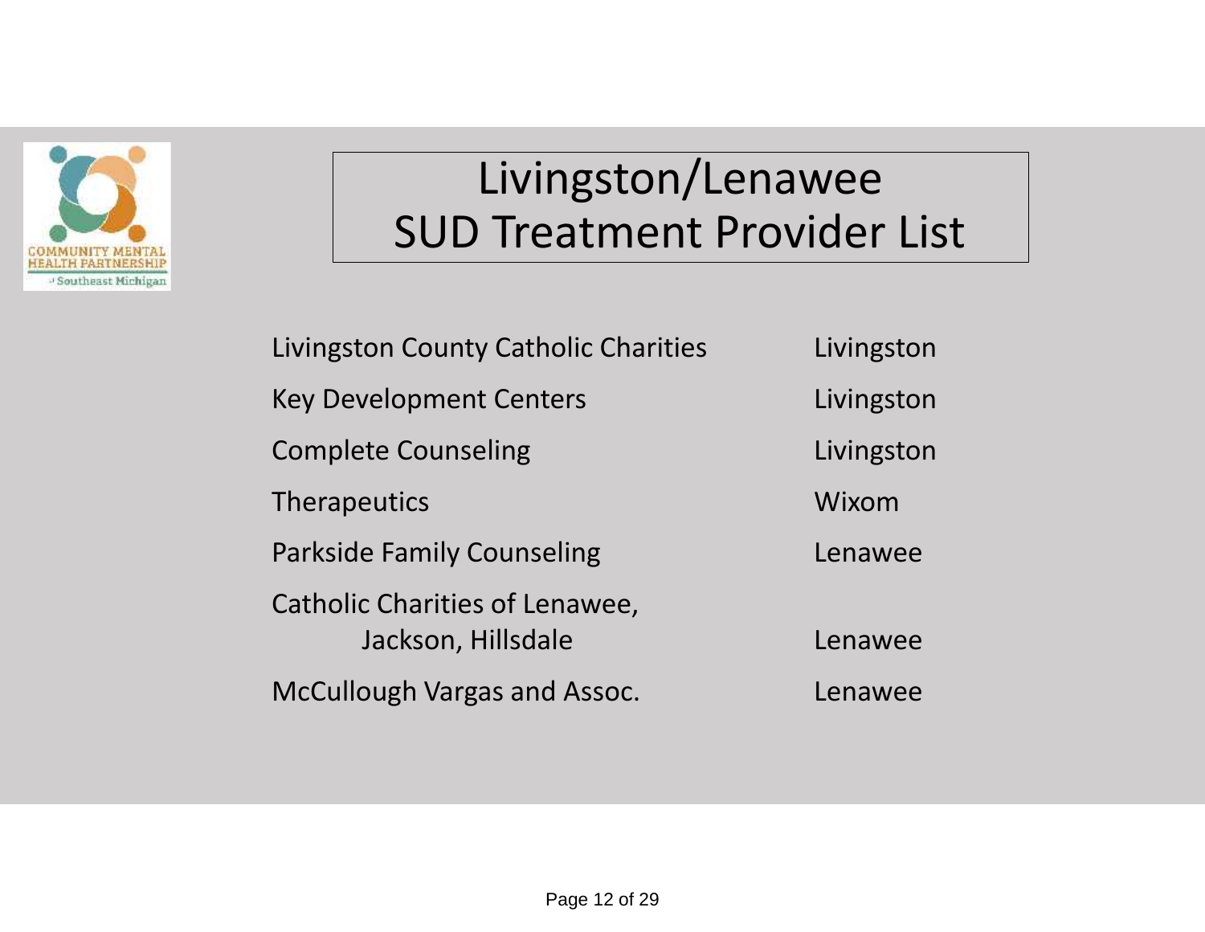# Livingston/Lenawee SUD Treatment Provider List

| Provider | Location |
| --- | --- |
| Livingston County Catholic Charities | Livingston |
| Key Development Centers | Livingston |
| Complete Counseling | Livingston |
| Therapeutics | Wixom |
| Parkside Family Counseling | Lenawee |
| Catholic Charities of Lenawee, Jackson, Hillsdale | Lenawee |
| McCullough Vargas and Assoc. | Lenawee |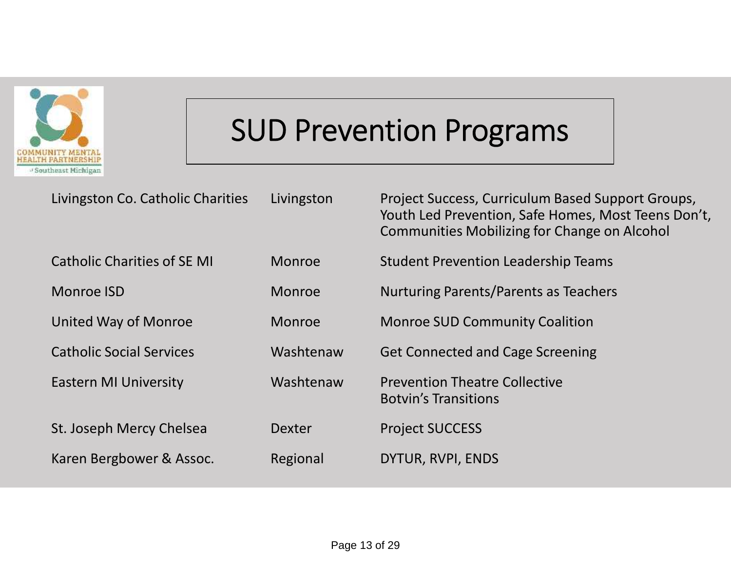# SUD Prevention Programs

| | | |
|---|---|---|
| Livingston Co. Catholic Charities | Livingston | Project Success, Curriculum Based Support Groups, Youth Led Prevention, Safe Homes, Most Teens Don't, Communities Mobilizing for Change on Alcohol |
| Catholic Charities of SE MI | Monroe | Student Prevention Leadership Teams |
| Monroe ISD | Monroe | Nurturing Parents/Parents as Teachers |
| United Way of Monroe | Monroe | Monroe SUD Community Coalition |
| Catholic Social Services | Washtenaw | Get Connected and Cage Screening |
| Eastern MI University | Washtenaw | Prevention Theatre Collective<br>Botvin's Transitions |
| St. Joseph Mercy Chelsea | Dexter | Project SUCCESS |
| Karen Bergbower & Assoc. | Regional | DYTUR, RVPI, ENDS |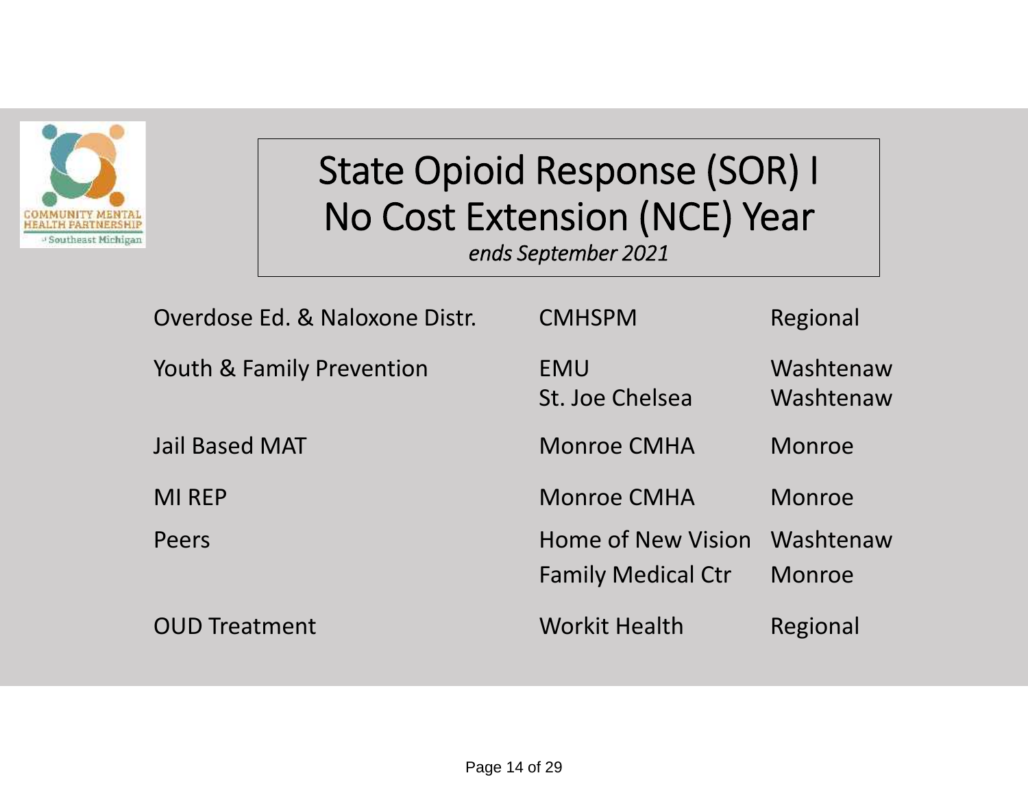# State Opioid Response (SOR) I No Cost Extension (NCE) Year

*ends September 2021*

| | | |
|---|---|---|
| Overdose Ed. & Naloxone Distr. | CMHSPM | Regional |
| Youth & Family Prevention | EMU<br>St. Joe Chelsea | Washtenaw<br>Washtenaw |
| Jail Based MAT | Monroe CMHA | Monroe |
| MI REP | Monroe CMHA | Monroe |
| Peers | Home of New Vision<br>Family Medical Ctr | Washtenaw<br>Monroe |
| OUD Treatment | Workit Health | Regional |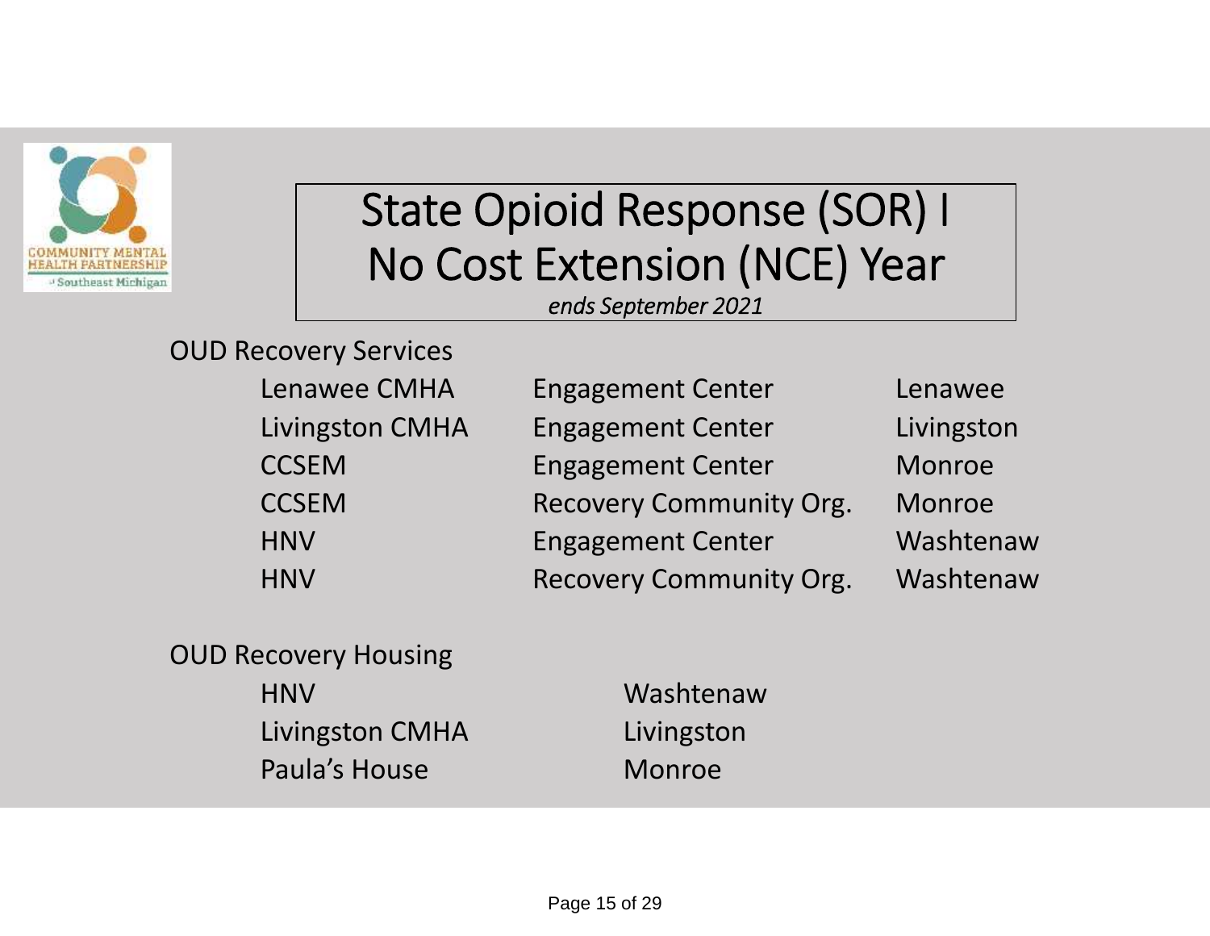# State Opioid Response (SOR) I
# No Cost Extension (NCE) Year

*ends September 2021*

OUD Recovery Services

| | | |
|---|---|---|
| Lenawee CMHA | Engagement Center | Lenawee |
| Livingston CMHA | Engagement Center | Livingston |
| CCSEM | Engagement Center | Monroe |
| CCSEM | Recovery Community Org. | Monroe |
| HNV | Engagement Center | Washtenaw |
| HNV | Recovery Community Org. | Washtenaw |

OUD Recovery Housing

| | |
|---|---|
| HNV | Washtenaw |
| Livingston CMHA | Livingston |
| Paula's House | Monroe |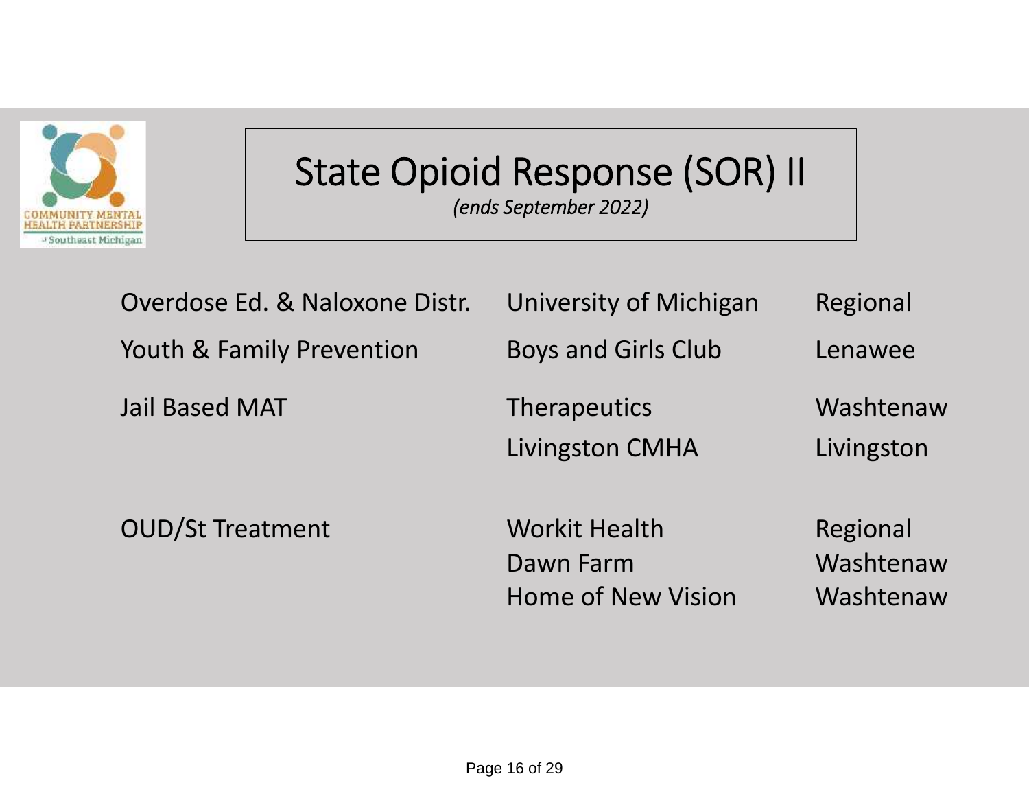# State Opioid Response (SOR) II

*(ends September 2022)*

| | | |
|---|---|---|
| Overdose Ed. & Naloxone Distr. | University of Michigan | Regional |
| Youth & Family Prevention | Boys and Girls Club | Lenawee |
| Jail Based MAT | Therapeutics | Washtenaw |
| | Livingston CMHA | Livingston |
| OUD/St Treatment | Workit Health | Regional |
| | Dawn Farm | Washtenaw |
| | Home of New Vision | Washtenaw |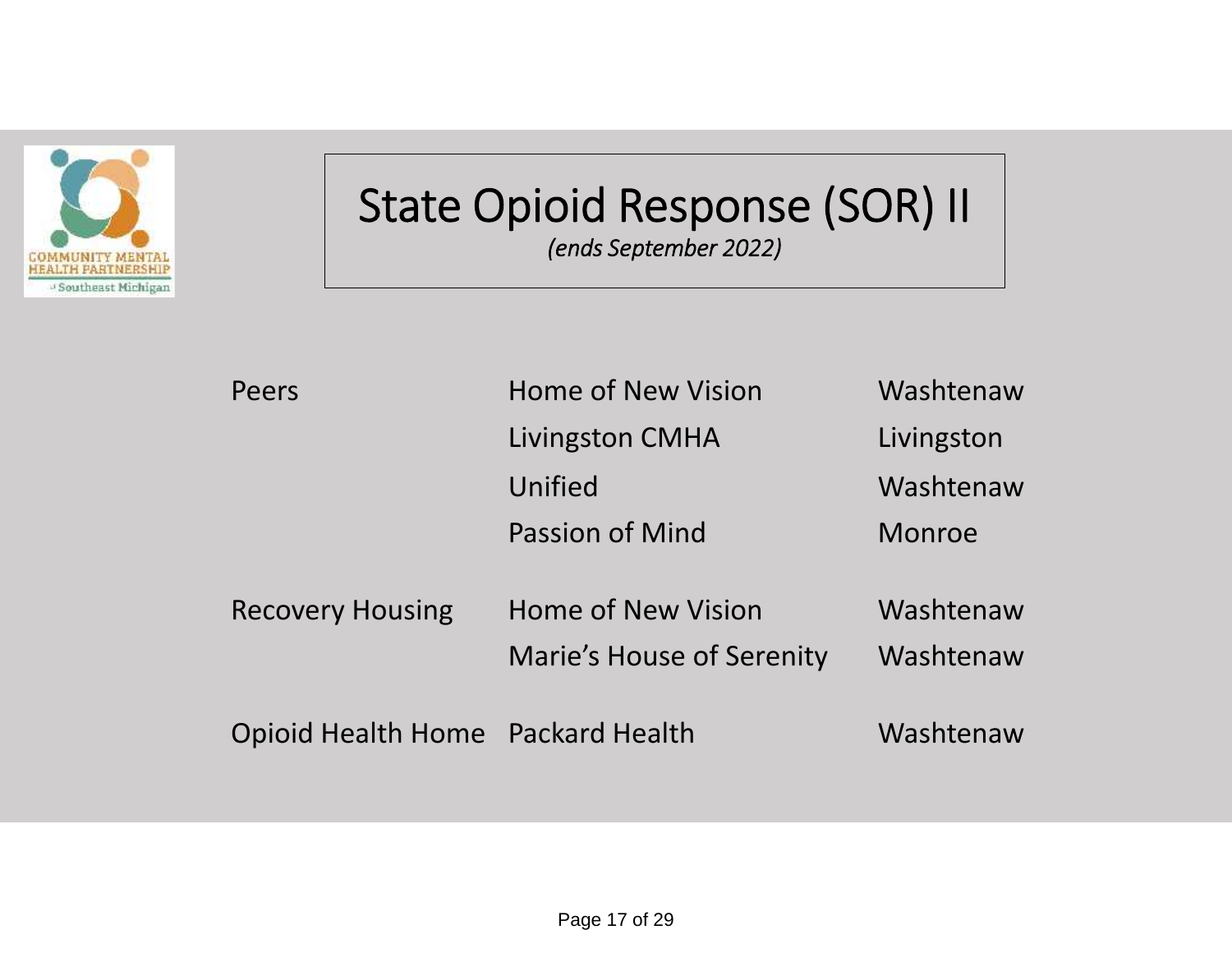# State Opioid Response (SOR) II

*(ends September 2022)*

| | | |
|---|---|---|
| Peers | Home of New Vision | Washtenaw |
| | Livingston CMHA | Livingston |
| | Unified | Washtenaw |
| | Passion of Mind | Monroe |
| Recovery Housing | Home of New Vision | Washtenaw |
| | Marie's House of Serenity | Washtenaw |
| Opioid Health Home | Packard Health | Washtenaw |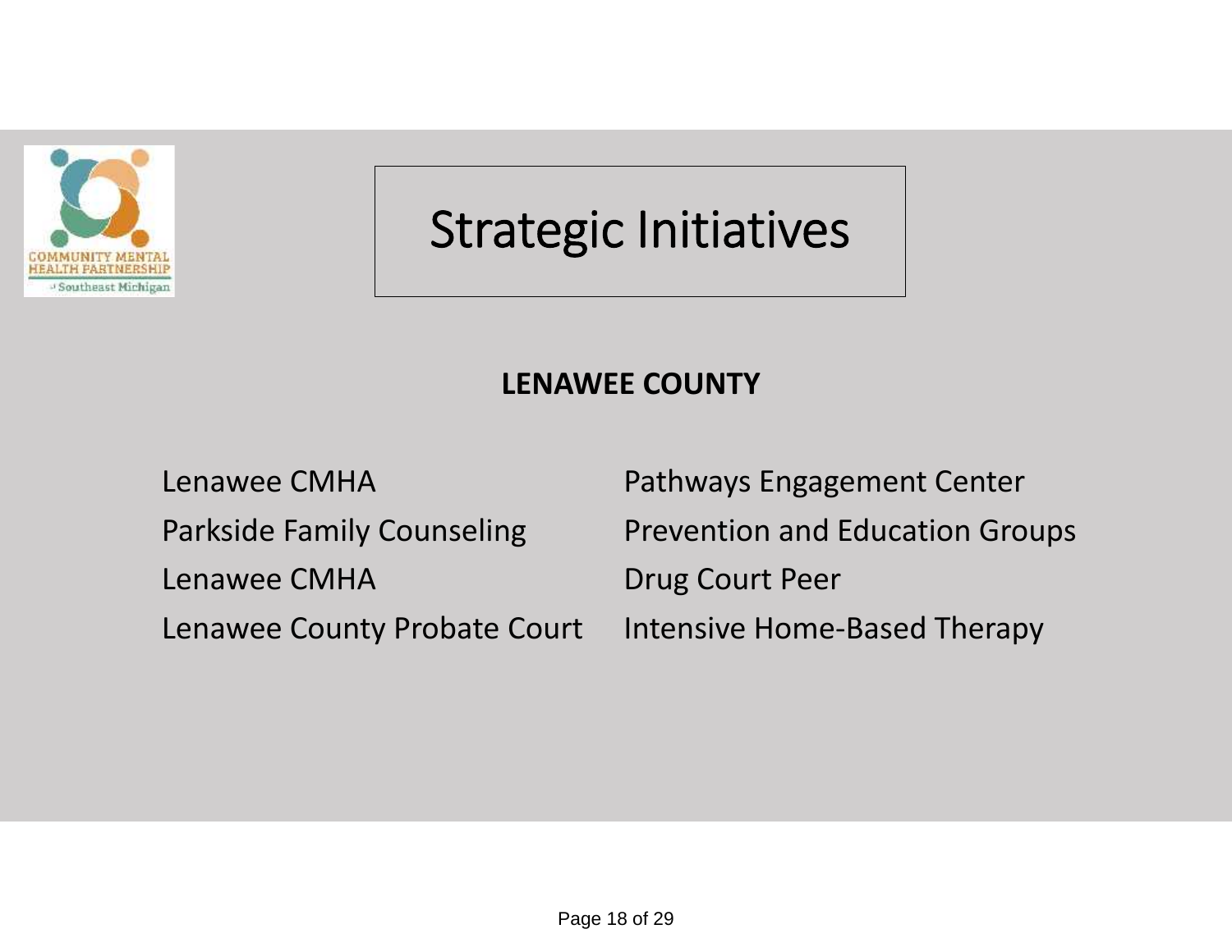# Strategic Initiatives

**LENAWEE COUNTY**

| | |
|---|---|
| Lenawee CMHA | Pathways Engagement Center |
| Parkside Family Counseling | Prevention and Education Groups |
| Lenawee CMHA | Drug Court Peer |
| Lenawee County Probate Court | Intensive Home-Based Therapy |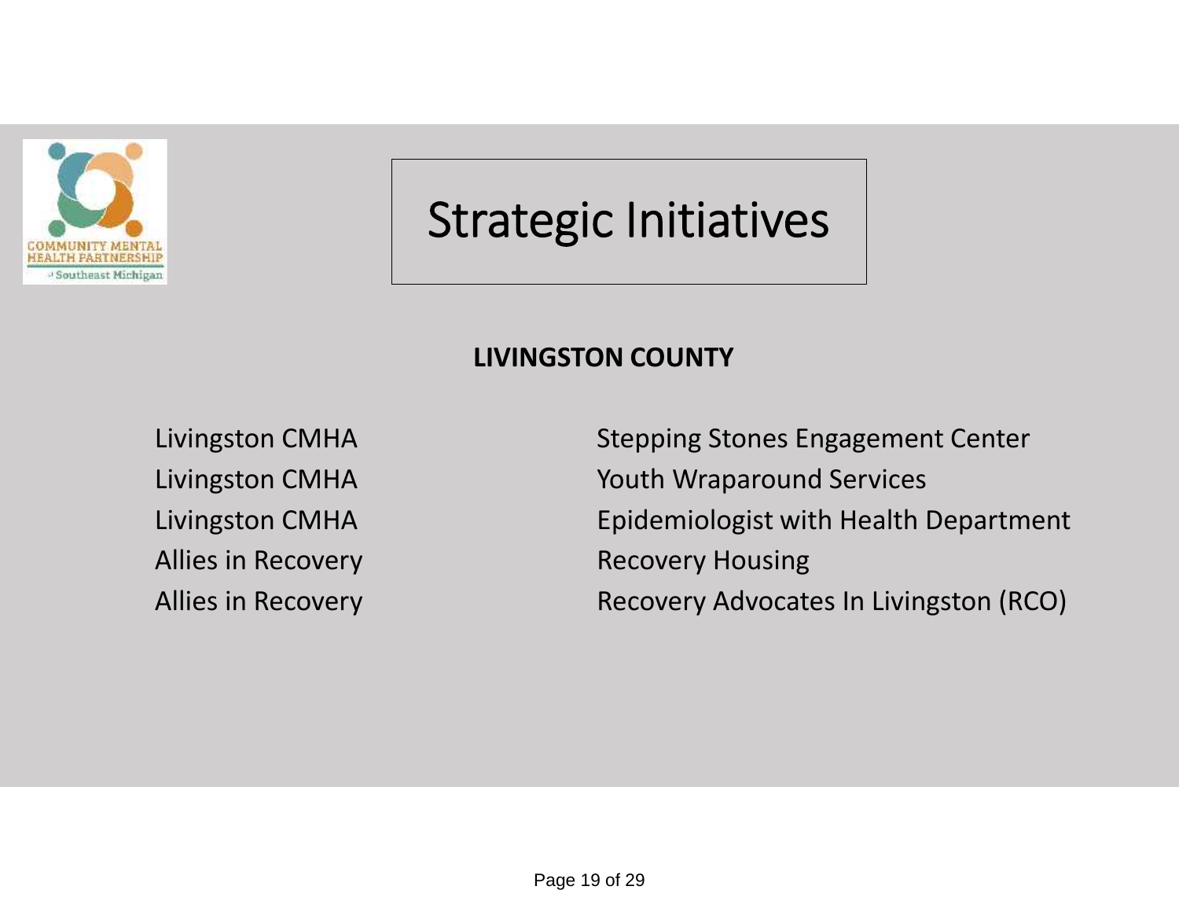# Strategic Initiatives

**LIVINGSTON COUNTY**

| | |
|---|---|
| Livingston CMHA | Stepping Stones Engagement Center |
| Livingston CMHA | Youth Wraparound Services |
| Livingston CMHA | Epidemiologist with Health Department |
| Allies in Recovery | Recovery Housing |
| Allies in Recovery | Recovery Advocates In Livingston (RCO) |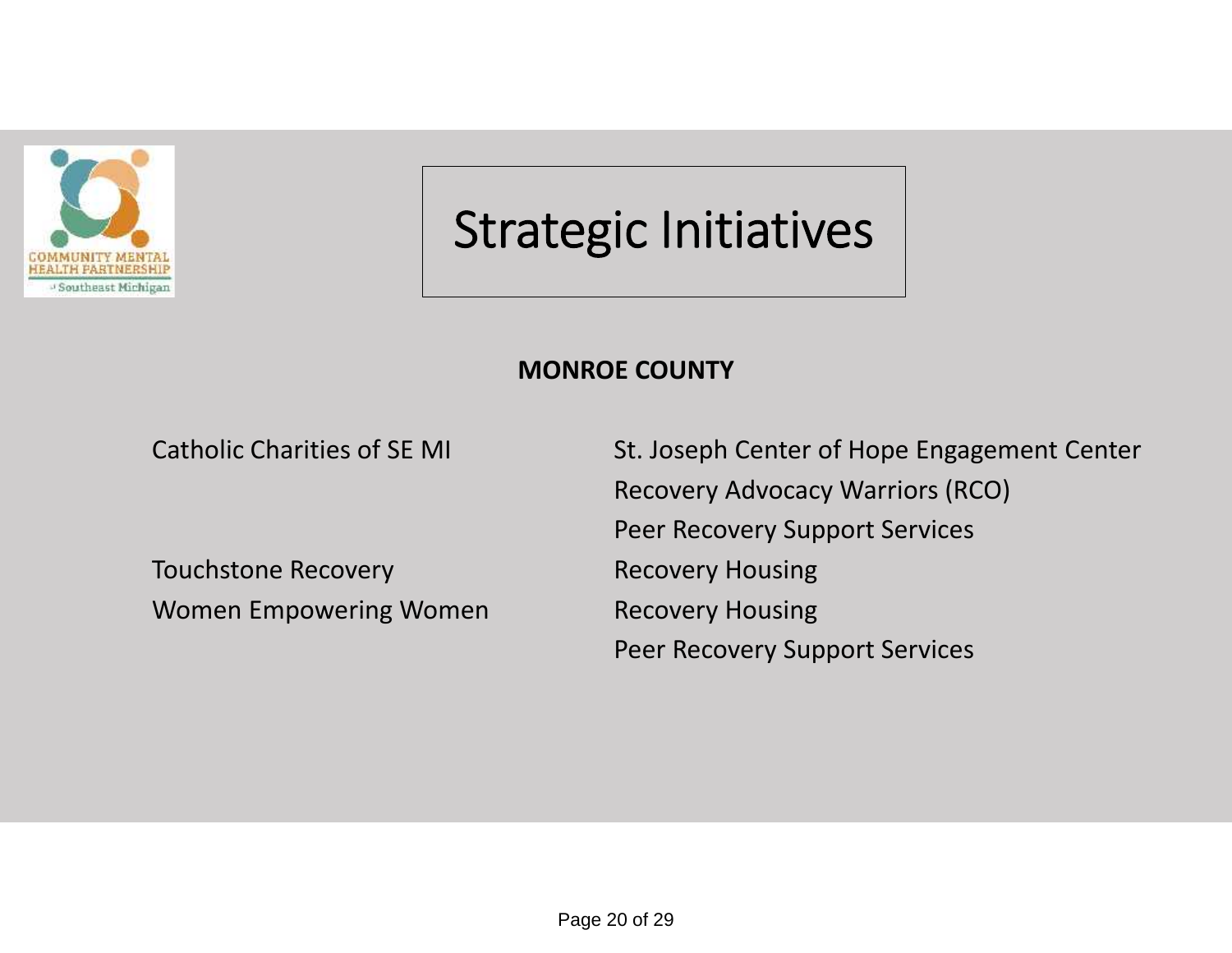# Strategic Initiatives

**MONROE COUNTY**

| | |
|---|---|
| Catholic Charities of SE MI | St. Joseph Center of Hope Engagement Center |
| | Recovery Advocacy Warriors (RCO) |
| | Peer Recovery Support Services |
| Touchstone Recovery | Recovery Housing |
| Women Empowering Women | Recovery Housing |
| | Peer Recovery Support Services |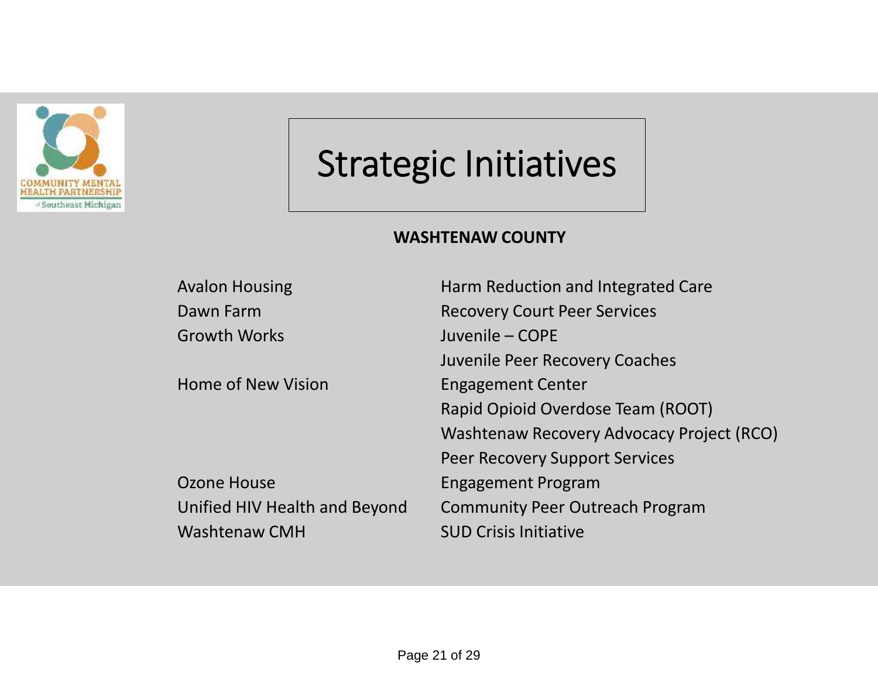# Strategic Initiatives

**WASHTENAW COUNTY**

| Organization | Initiative |
| --- | --- |
| Avalon Housing | Harm Reduction and Integrated Care |
| Dawn Farm | Recovery Court Peer Services |
| Growth Works | Juvenile – COPE |
| | Juvenile Peer Recovery Coaches |
| Home of New Vision | Engagement Center |
| | Rapid Opioid Overdose Team (ROOT) |
| | Washtenaw Recovery Advocacy Project (RCO) |
| | Peer Recovery Support Services |
| Ozone House | Engagement Program |
| Unified HIV Health and Beyond | Community Peer Outreach Program |
| Washtenaw CMH | SUD Crisis Initiative |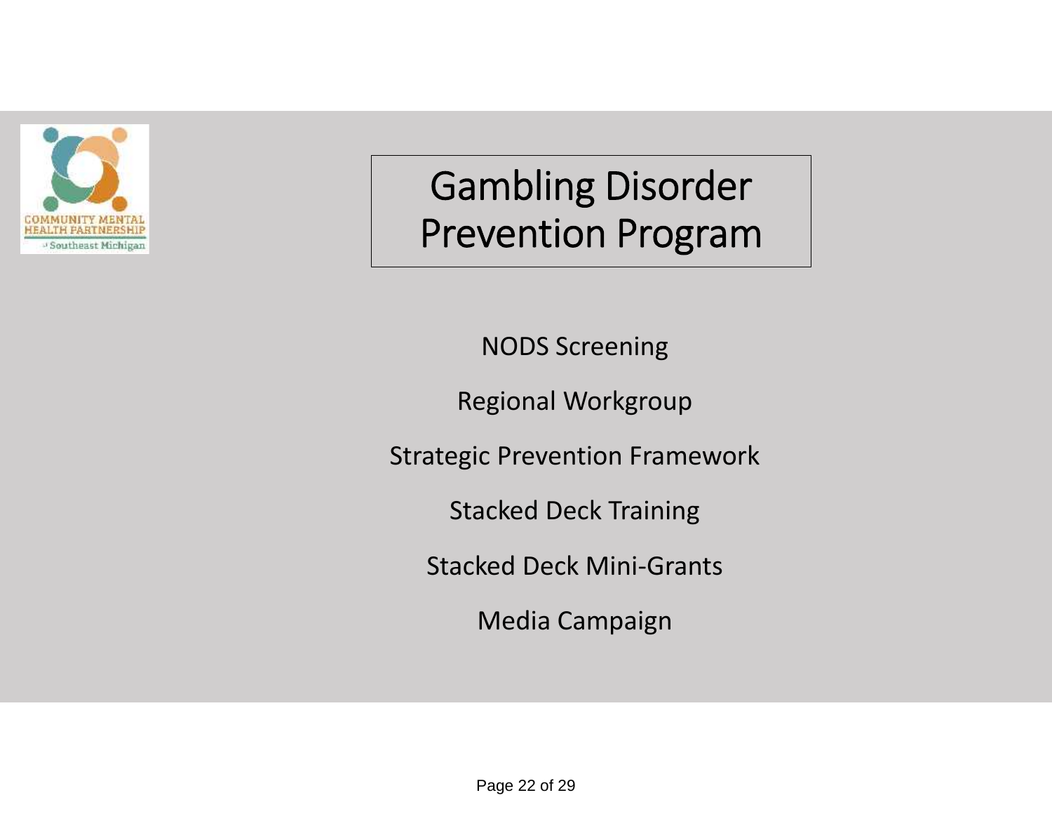# Gambling Disorder Prevention Program

NODS Screening

Regional Workgroup

Strategic Prevention Framework

Stacked Deck Training

Stacked Deck Mini-Grants

Media Campaign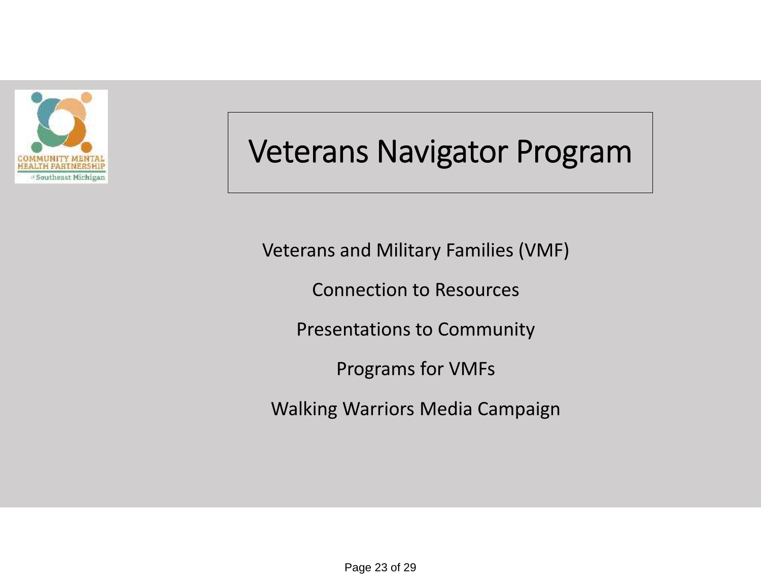COMMUNITY MENTAL HEALTH PARTNERSHIP of Southeast Michigan

# Veterans Navigator Program

Veterans and Military Families (VMF)

Connection to Resources

Presentations to Community

Programs for VMFs

Walking Warriors Media Campaign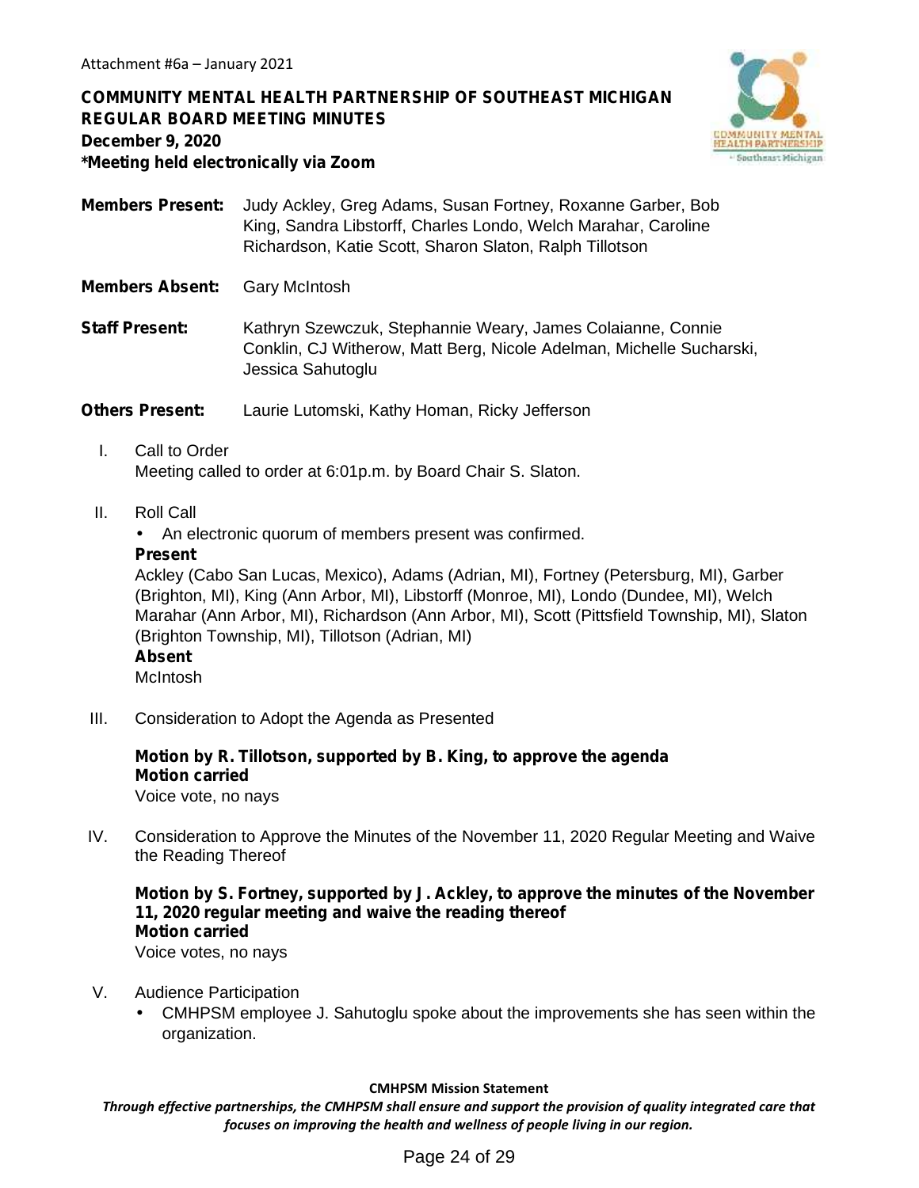Attachment #6a – January 2021

**COMMUNITY MENTAL HEALTH PARTNERSHIP OF SOUTHEAST MICHIGAN**
**REGULAR BOARD MEETING MINUTES**
**December 9, 2020**
***Meeting held electronically via Zoom**

**Members Present:** Judy Ackley, Greg Adams, Susan Fortney, Roxanne Garber, Bob King, Sandra Libstorff, Charles Londo, Welch Marahar, Caroline Richardson, Katie Scott, Sharon Slaton, Ralph Tillotson

**Members Absent:** Gary McIntosh

**Staff Present:** Kathryn Szewczuk, Stephannie Weary, James Colaianne, Connie Conklin, CJ Witherow, Matt Berg, Nicole Adelman, Michelle Sucharski, Jessica Sahutoglu

**Others Present:** Laurie Lutomski, Kathy Homan, Ricky Jefferson

I. Call to Order
Meeting called to order at 6:01p.m. by Board Chair S. Slaton.

II. Roll Call
- An electronic quorum of members present was confirmed.

**Present**
Ackley (Cabo San Lucas, Mexico), Adams (Adrian, MI), Fortney (Petersburg, MI), Garber (Brighton, MI), King (Ann Arbor, MI), Libstorff (Monroe, MI), Londo (Dundee, MI), Welch Marahar (Ann Arbor, MI), Richardson (Ann Arbor, MI), Scott (Pittsfield Township, MI), Slaton (Brighton Township, MI), Tillotson (Adrian, MI)
**Absent**
McIntosh

III. Consideration to Adopt the Agenda as Presented

**Motion by R. Tillotson, supported by B. King, to approve the agenda**
**Motion carried**
Voice vote, no nays

IV. Consideration to Approve the Minutes of the November 11, 2020 Regular Meeting and Waive the Reading Thereof

**Motion by S. Fortney, supported by J. Ackley, to approve the minutes of the November 11, 2020 regular meeting and waive the reading thereof**
**Motion carried**
Voice votes, no nays

V. Audience Participation
- CMHPSM employee J. Sahutoglu spoke about the improvements she has seen within the organization.

**CMHPSM Mission Statement**
***Through effective partnerships, the CMHPSM shall ensure and support the provision of quality integrated care that focuses on improving the health and wellness of people living in our region.***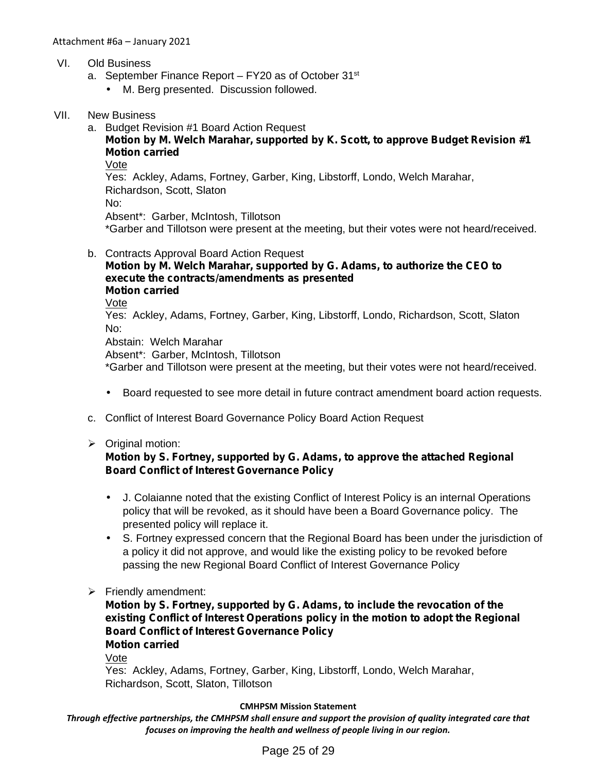Attachment #6a – January 2021

VI. Old Business
   a. September Finance Report – FY20 as of October 31st
      - M. Berg presented. Discussion followed.

VII. New Business
   a. Budget Revision #1 Board Action Request
      **Motion by M. Welch Marahar, supported by K. Scott, to approve Budget Revision #1**
      **Motion carried**
      Vote
      Yes: Ackley, Adams, Fortney, Garber, King, Libstorff, Londo, Welch Marahar, Richardson, Scott, Slaton
      No:
      Absent*: Garber, McIntosh, Tillotson
      *Garber and Tillotson were present at the meeting, but their votes were not heard/received.

   b. Contracts Approval Board Action Request
      **Motion by M. Welch Marahar, supported by G. Adams, to authorize the CEO to execute the contracts/amendments as presented**
      **Motion carried**
      Vote
      Yes: Ackley, Adams, Fortney, Garber, King, Libstorff, Londo, Richardson, Scott, Slaton
      No:
      Abstain: Welch Marahar
      Absent*: Garber, McIntosh, Tillotson
      *Garber and Tillotson were present at the meeting, but their votes were not heard/received.

      - Board requested to see more detail in future contract amendment board action requests.

   c. Conflict of Interest Board Governance Policy Board Action Request

   - Original motion:
     **Motion by S. Fortney, supported by G. Adams, to approve the attached Regional Board Conflict of Interest Governance Policy**

     - J. Colaianne noted that the existing Conflict of Interest Policy is an internal Operations policy that will be revoked, as it should have been a Board Governance policy. The presented policy will replace it.
     - S. Fortney expressed concern that the Regional Board has been under the jurisdiction of a policy it did not approve, and would like the existing policy to be revoked before passing the new Regional Board Conflict of Interest Governance Policy

   - Friendly amendment:
     **Motion by S. Fortney, supported by G. Adams, to include the revocation of the existing Conflict of Interest Operations policy in the motion to adopt the Regional Board Conflict of Interest Governance Policy**
     **Motion carried**
     Vote
     Yes: Ackley, Adams, Fortney, Garber, King, Libstorff, Londo, Welch Marahar, Richardson, Scott, Slaton, Tillotson

**CMHPSM Mission Statement**
***Through effective partnerships, the CMHPSM shall ensure and support the provision of quality integrated care that focuses on improving the health and wellness of people living in our region.***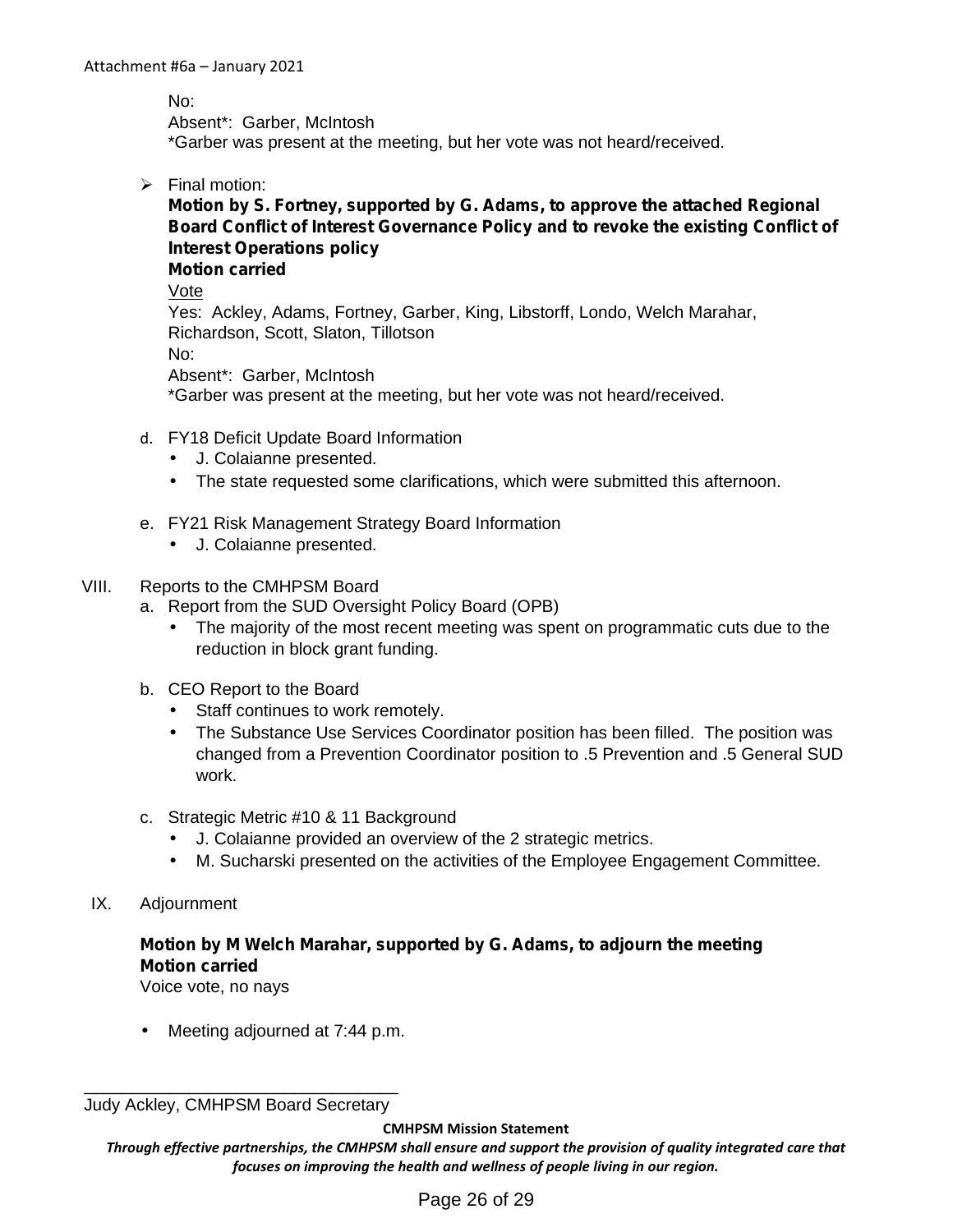No:
Absent*: Garber, McIntosh
*Garber was present at the meeting, but her vote was not heard/received.

- Final motion:
  **Motion by S. Fortney, supported by G. Adams, to approve the attached Regional Board Conflict of Interest Governance Policy and to revoke the existing Conflict of Interest Operations policy**
  **Motion carried**
  Vote
  Yes: Ackley, Adams, Fortney, Garber, King, Libstorff, Londo, Welch Marahar, Richardson, Scott, Slaton, Tillotson
  No:
  Absent*: Garber, McIntosh
  *Garber was present at the meeting, but her vote was not heard/received.

d. FY18 Deficit Update Board Information
   - J. Colaianne presented.
   - The state requested some clarifications, which were submitted this afternoon.

e. FY21 Risk Management Strategy Board Information
   - J. Colaianne presented.

VIII. Reports to the CMHPSM Board

a. Report from the SUD Oversight Policy Board (OPB)
   - The majority of the most recent meeting was spent on programmatic cuts due to the reduction in block grant funding.

b. CEO Report to the Board
   - Staff continues to work remotely.
   - The Substance Use Services Coordinator position has been filled. The position was changed from a Prevention Coordinator position to .5 Prevention and .5 General SUD work.

c. Strategic Metric #10 & 11 Background
   - J. Colaianne provided an overview of the 2 strategic metrics.
   - M. Sucharski presented on the activities of the Employee Engagement Committee.

IX. Adjournment

**Motion by M Welch Marahar, supported by G. Adams, to adjourn the meeting**
**Motion carried**
Voice vote, no nays

- Meeting adjourned at 7:44 p.m.

\_\_\_\_\_\_\_\_\_\_\_\_\_\_\_\_\_\_\_\_\_\_\_\_\_\_\_\_\_\_\_\_
Judy Ackley, CMHPSM Board Secretary

**CMHPSM Mission Statement**

***Through effective partnerships, the CMHPSM shall ensure and support the provision of quality integrated care that focuses on improving the health and wellness of people living in our region.***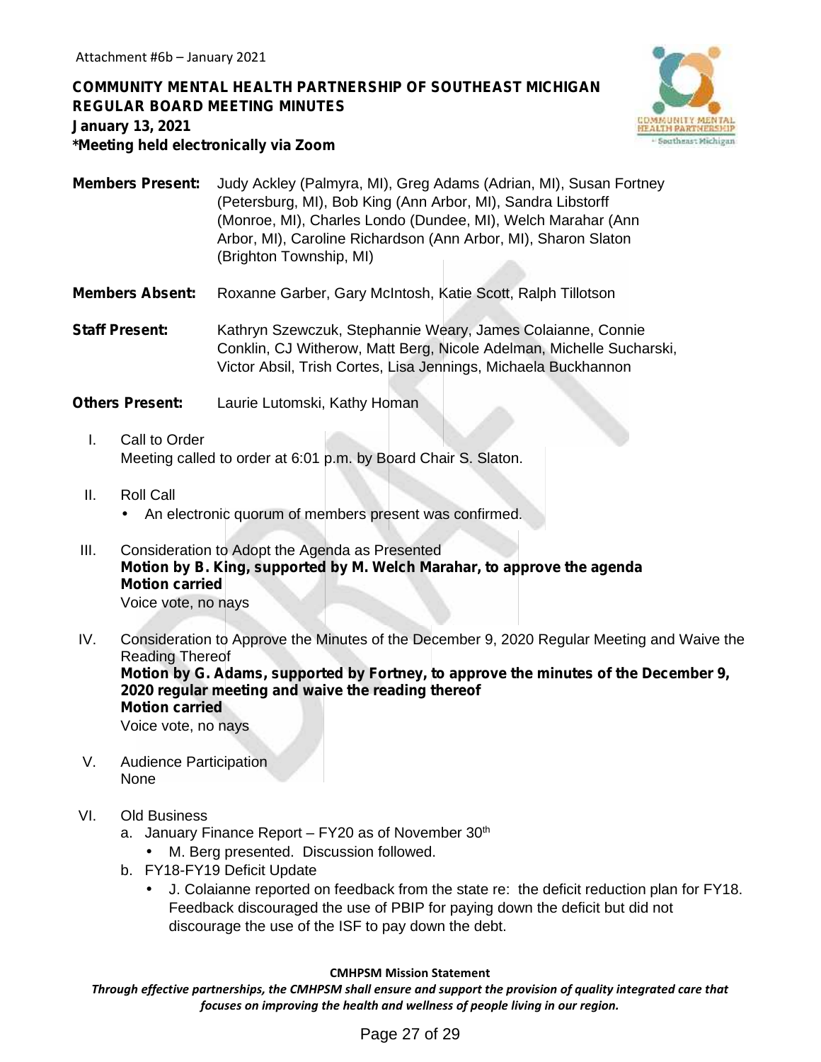Attachment #6b – January 2021

**COMMUNITY MENTAL HEALTH PARTNERSHIP OF SOUTHEAST MICHIGAN**
**REGULAR BOARD MEETING MINUTES**
**January 13, 2021**
***Meeting held electronically via Zoom**

**Members Present:** Judy Ackley (Palmyra, MI), Greg Adams (Adrian, MI), Susan Fortney (Petersburg, MI), Bob King (Ann Arbor, MI), Sandra Libstorff (Monroe, MI), Charles Londo (Dundee, MI), Welch Marahar (Ann Arbor, MI), Caroline Richardson (Ann Arbor, MI), Sharon Slaton (Brighton Township, MI)

**Members Absent:** Roxanne Garber, Gary McIntosh, Katie Scott, Ralph Tillotson

**Staff Present:** Kathryn Szewczuk, Stephannie Weary, James Colaianne, Connie Conklin, CJ Witherow, Matt Berg, Nicole Adelman, Michelle Sucharski, Victor Absil, Trish Cortes, Lisa Jennings, Michaela Buckhannon

**Others Present:** Laurie Lutomski, Kathy Homan

I. Call to Order
Meeting called to order at 6:01 p.m. by Board Chair S. Slaton.

II. Roll Call
- An electronic quorum of members present was confirmed.

III. Consideration to Adopt the Agenda as Presented
**Motion by B. King, supported by M. Welch Marahar, to approve the agenda**
**Motion carried**
Voice vote, no nays

IV. Consideration to Approve the Minutes of the December 9, 2020 Regular Meeting and Waive the Reading Thereof
**Motion by G. Adams, supported by Fortney, to approve the minutes of the December 9, 2020 regular meeting and waive the reading thereof**
**Motion carried**
Voice vote, no nays

V. Audience Participation
None

VI. Old Business
a. January Finance Report – FY20 as of November 30th
- M. Berg presented. Discussion followed.

b. FY18-FY19 Deficit Update
- J. Colaianne reported on feedback from the state re: the deficit reduction plan for FY18. Feedback discouraged the use of PBIP for paying down the deficit but did not discourage the use of the ISF to pay down the debt.

**CMHPSM Mission Statement**
***Through effective partnerships, the CMHPSM shall ensure and support the provision of quality integrated care that focuses on improving the health and wellness of people living in our region.***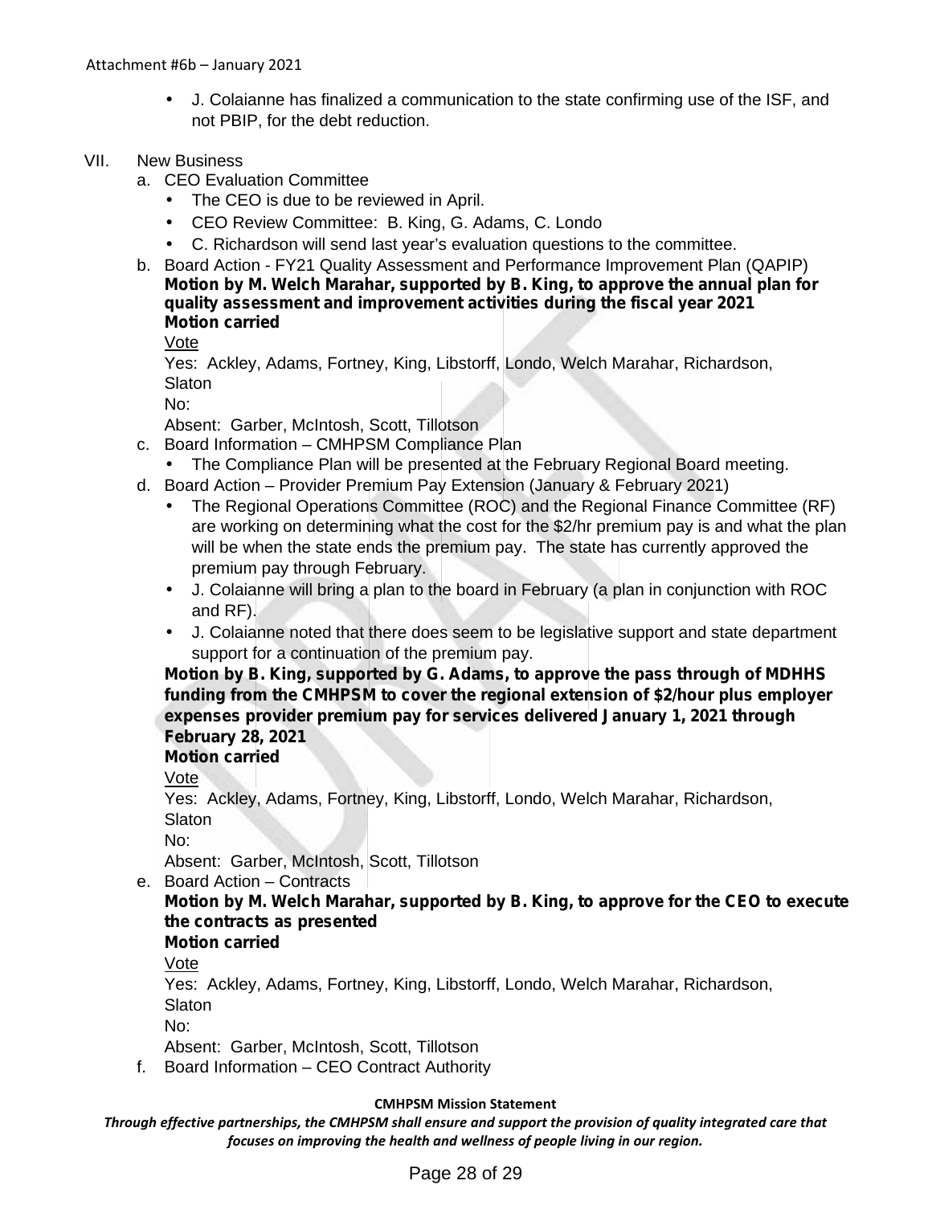- J. Colaianne has finalized a communication to the state confirming use of the ISF, and not PBIP, for the debt reduction.

VII. New Business

a. CEO Evaluation Committee

- The CEO is due to be reviewed in April.
- CEO Review Committee: B. King, G. Adams, C. Londo
- C. Richardson will send last year's evaluation questions to the committee.

b. Board Action - FY21 Quality Assessment and Performance Improvement Plan (QAPIP)

**Motion by M. Welch Marahar, supported by B. King, to approve the annual plan for quality assessment and improvement activities during the fiscal year 2021**
**Motion carried**

Vote

Yes: Ackley, Adams, Fortney, King, Libstorff, Londo, Welch Marahar, Richardson, Slaton

No:

Absent: Garber, McIntosh, Scott, Tillotson

c. Board Information – CMHPSM Compliance Plan

- The Compliance Plan will be presented at the February Regional Board meeting.

d. Board Action – Provider Premium Pay Extension (January & February 2021)

- The Regional Operations Committee (ROC) and the Regional Finance Committee (RF) are working on determining what the cost for the $2/hr premium pay is and what the plan will be when the state ends the premium pay. The state has currently approved the premium pay through February.
- J. Colaianne will bring a plan to the board in February (a plan in conjunction with ROC and RF).
- J. Colaianne noted that there does seem to be legislative support and state department support for a continuation of the premium pay.

**Motion by B. King, supported by G. Adams, to approve the pass through of MDHHS funding from the CMHPSM to cover the regional extension of $2/hour plus employer expenses provider premium pay for services delivered January 1, 2021 through February 28, 2021**
**Motion carried**

Vote

Yes: Ackley, Adams, Fortney, King, Libstorff, Londo, Welch Marahar, Richardson, Slaton

No:

Absent: Garber, McIntosh, Scott, Tillotson

e. Board Action – Contracts

**Motion by M. Welch Marahar, supported by B. King, to approve for the CEO to execute the contracts as presented**
**Motion carried**

Vote

Yes: Ackley, Adams, Fortney, King, Libstorff, Londo, Welch Marahar, Richardson, Slaton

No:

Absent: Garber, McIntosh, Scott, Tillotson

f. Board Information – CEO Contract Authority

**CMHPSM Mission Statement**

***Through effective partnerships, the CMHPSM shall ensure and support the provision of quality integrated care that focuses on improving the health and wellness of people living in our region.***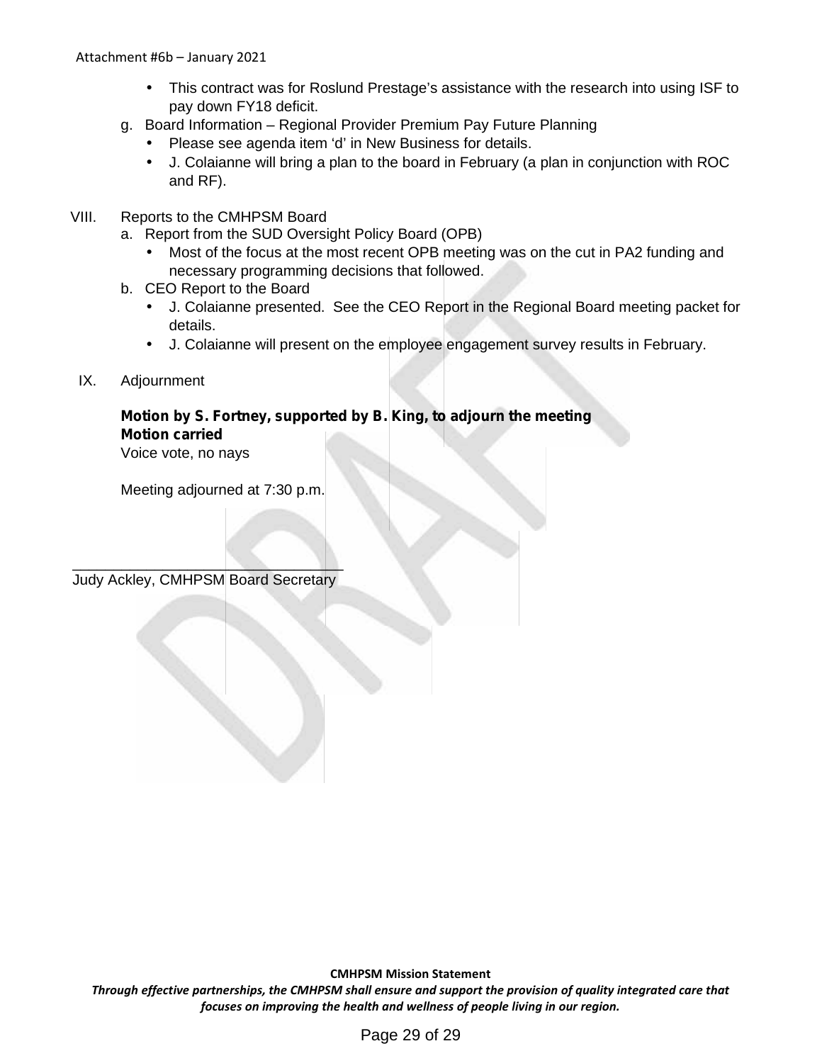- This contract was for Roslund Prestage's assistance with the research into using ISF to pay down FY18 deficit.

g. Board Information – Regional Provider Premium Pay Future Planning
   - Please see agenda item 'd' in New Business for details.
   - J. Colaianne will bring a plan to the board in February (a plan in conjunction with ROC and RF).

VIII. Reports to the CMHPSM Board

a. Report from the SUD Oversight Policy Board (OPB)
   - Most of the focus at the most recent OPB meeting was on the cut in PA2 funding and necessary programming decisions that followed.

b. CEO Report to the Board
   - J. Colaianne presented. See the CEO Report in the Regional Board meeting packet for details.
   - J. Colaianne will present on the employee engagement survey results in February.

IX. Adjournment

**Motion by S. Fortney, supported by B. King, to adjourn the meeting**
**Motion carried**
Voice vote, no nays

Meeting adjourned at 7:30 p.m.

___________________________________
Judy Ackley, CMHPSM Board Secretary

**CMHPSM Mission Statement**
***Through effective partnerships, the CMHPSM shall ensure and support the provision of quality integrated care that focuses on improving the health and wellness of people living in our region.***